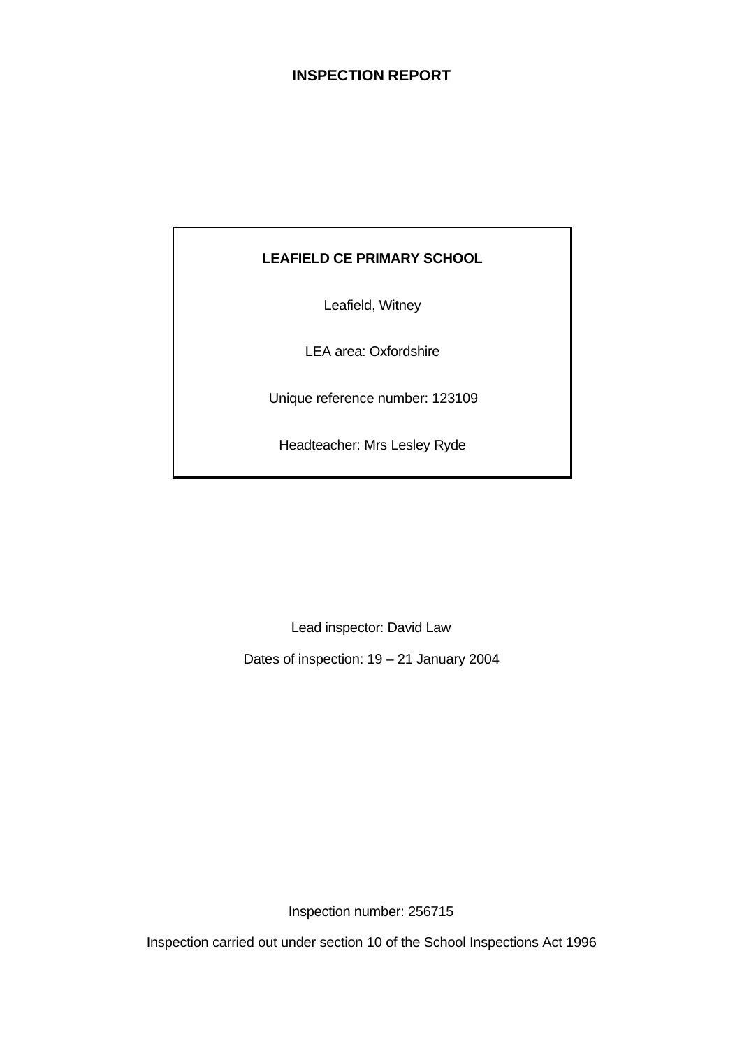# INSPECTION REPORT

**LEAFIELD CE PRIMARY SCHOOL**

Leafield, Witney

LEA area: Oxfordshire

Unique reference number: 123109

Headteacher: Mrs Lesley Ryde

Lead inspector: David Law

Dates of inspection: 19 – 21 January 2004

Inspection number: 256715

Inspection carried out under section 10 of the School Inspections Act 1996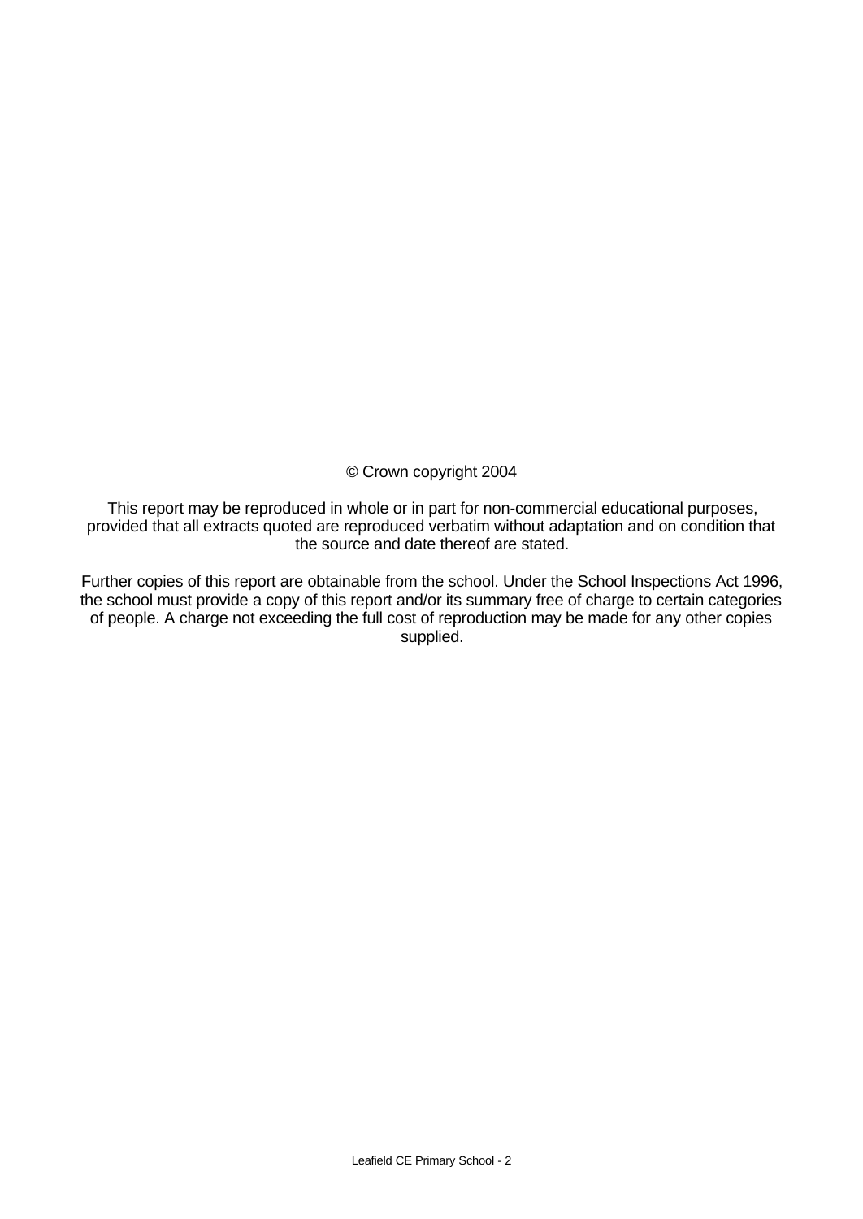© Crown copyright 2004

This report may be reproduced in whole or in part for non-commercial educational purposes, provided that all extracts quoted are reproduced verbatim without adaptation and on condition that the source and date thereof are stated.

Further copies of this report are obtainable from the school. Under the School Inspections Act 1996, the school must provide a copy of this report and/or its summary free of charge to certain categories of people. A charge not exceeding the full cost of reproduction may be made for any other copies supplied.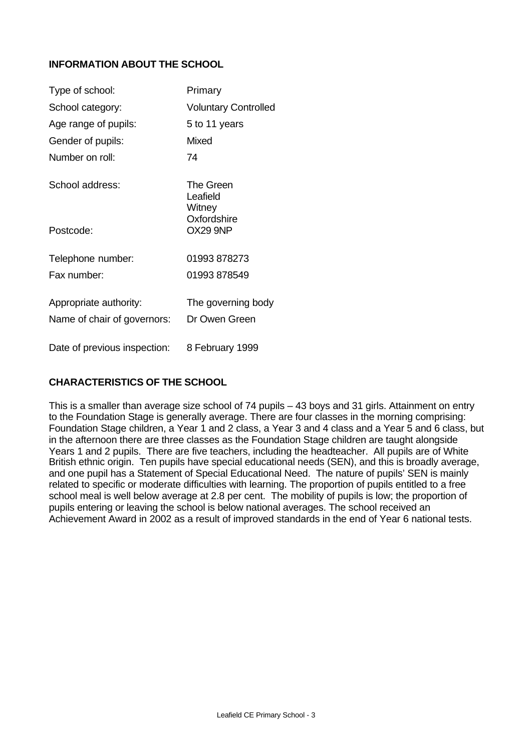## INFORMATION ABOUT THE SCHOOL

| | |
|---|---|
| Type of school: | Primary |
| School category: | Voluntary Controlled |
| Age range of pupils: | 5 to 11 years |
| Gender of pupils: | Mixed |
| Number on roll: | 74 |
| School address: | The Green<br>Leafield<br>Witney<br>Oxfordshire |
| Postcode: | OX29 9NP |
| Telephone number: | 01993 878273 |
| Fax number: | 01993 878549 |
| Appropriate authority: | The governing body |
| Name of chair of governors: | Dr Owen Green |
| Date of previous inspection: | 8 February 1999 |

## CHARACTERISTICS OF THE SCHOOL

This is a smaller than average size school of 74 pupils – 43 boys and 31 girls. Attainment on entry to the Foundation Stage is generally average. There are four classes in the morning comprising: Foundation Stage children, a Year 1 and 2 class, a Year 3 and 4 class and a Year 5 and 6 class, but in the afternoon there are three classes as the Foundation Stage children are taught alongside Years 1 and 2 pupils. There are five teachers, including the headteacher. All pupils are of White British ethnic origin. Ten pupils have special educational needs (SEN), and this is broadly average, and one pupil has a Statement of Special Educational Need. The nature of pupils' SEN is mainly related to specific or moderate difficulties with learning. The proportion of pupils entitled to a free school meal is well below average at 2.8 per cent. The mobility of pupils is low; the proportion of pupils entering or leaving the school is below national averages. The school received an Achievement Award in 2002 as a result of improved standards in the end of Year 6 national tests.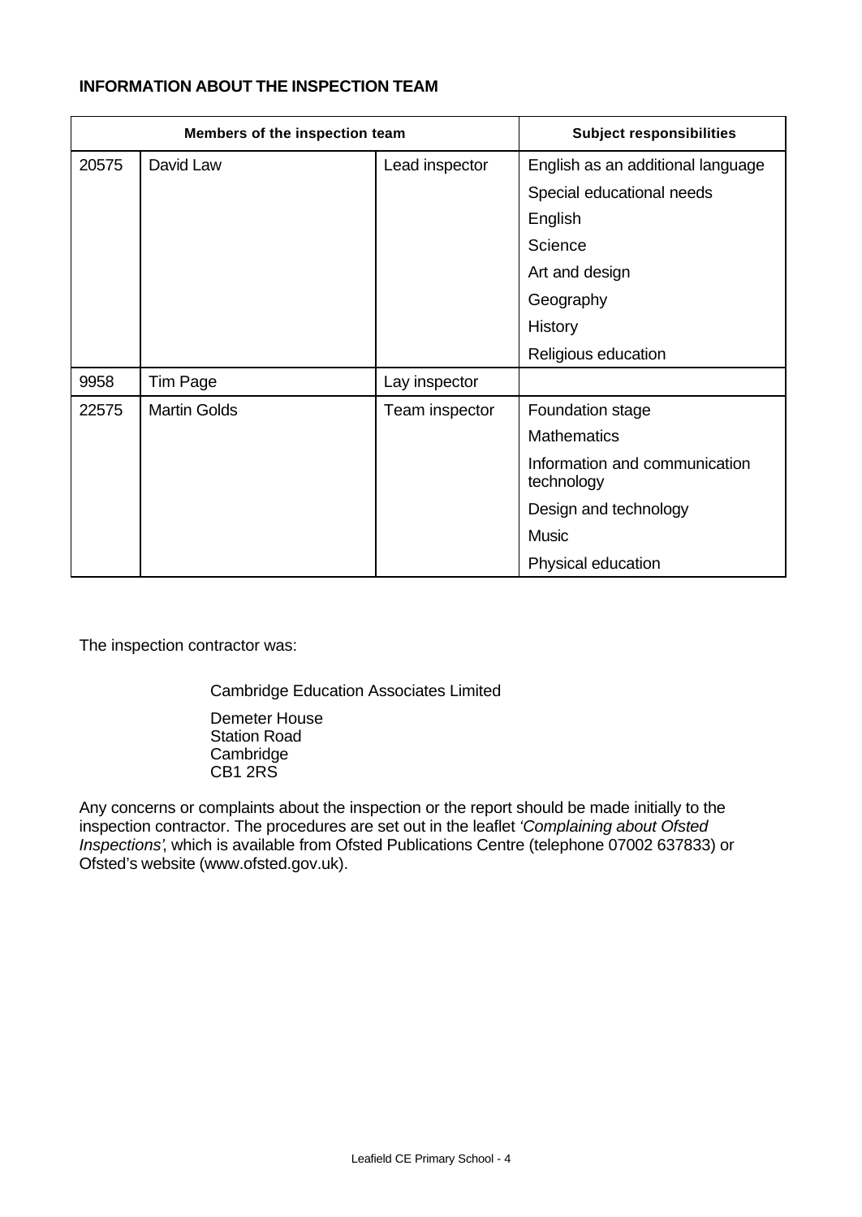**INFORMATION ABOUT THE INSPECTION TEAM**

| Members of the inspection team | | | Subject responsibilities |
|---|---|---|---|
| 20575 | David Law | Lead inspector | English as an additional language |
| | | | Special educational needs |
| | | | English |
| | | | Science |
| | | | Art and design |
| | | | Geography |
| | | | History |
| | | | Religious education |
| 9958 | Tim Page | Lay inspector | |
| 22575 | Martin Golds | Team inspector | Foundation stage |
| | | | Mathematics |
| | | | Information and communication technology |
| | | | Design and technology |
| | | | Music |
| | | | Physical education |

The inspection contractor was:

Cambridge Education Associates Limited

Demeter House
Station Road
Cambridge
CB1 2RS

Any concerns or complaints about the inspection or the report should be made initially to the inspection contractor. The procedures are set out in the leaflet *'Complaining about Ofsted Inspections'*, which is available from Ofsted Publications Centre (telephone 07002 637833) or Ofsted's website (www.ofsted.gov.uk).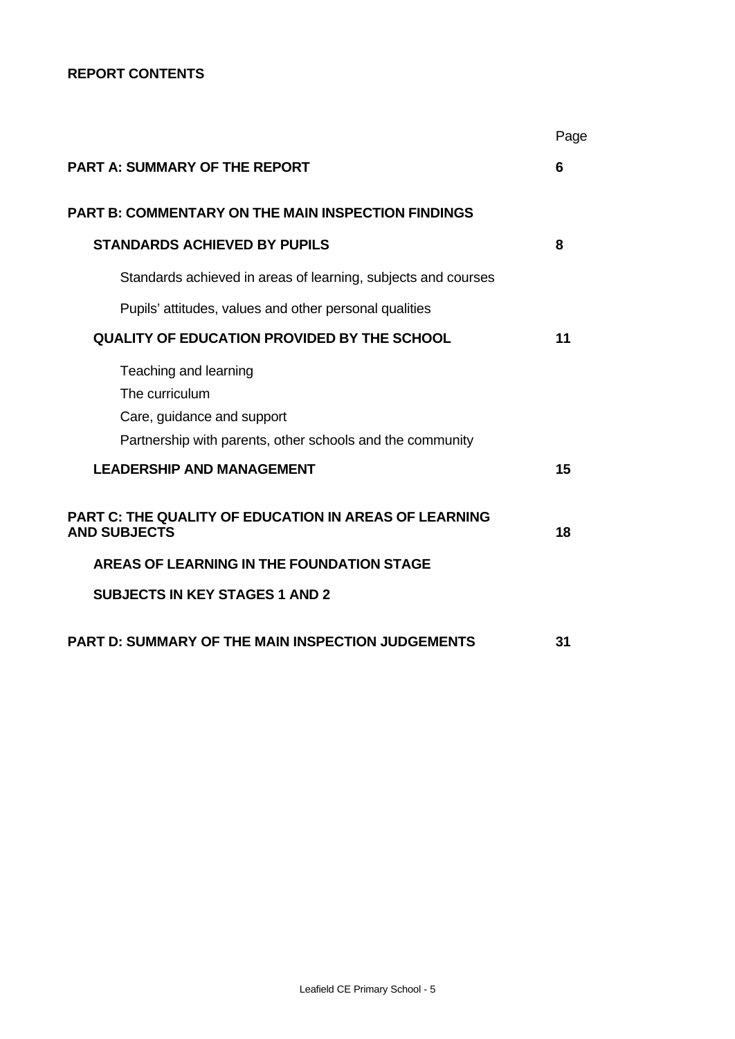**REPORT CONTENTS**

| | Page |
|---|---|
| **PART A: SUMMARY OF THE REPORT** | **6** |
| **PART B: COMMENTARY ON THE MAIN INSPECTION FINDINGS** | |
| **STANDARDS ACHIEVED BY PUPILS** | **8** |
| Standards achieved in areas of learning, subjects and courses | |
| Pupils' attitudes, values and other personal qualities | |
| **QUALITY OF EDUCATION PROVIDED BY THE SCHOOL** | **11** |
| Teaching and learning | |
| The curriculum | |
| Care, guidance and support | |
| Partnership with parents, other schools and the community | |
| **LEADERSHIP AND MANAGEMENT** | **15** |
| **PART C: THE QUALITY OF EDUCATION IN AREAS OF LEARNING AND SUBJECTS** | **18** |
| **AREAS OF LEARNING IN THE FOUNDATION STAGE** | |
| **SUBJECTS IN KEY STAGES 1 AND 2** | |
| **PART D: SUMMARY OF THE MAIN INSPECTION JUDGEMENTS** | **31** |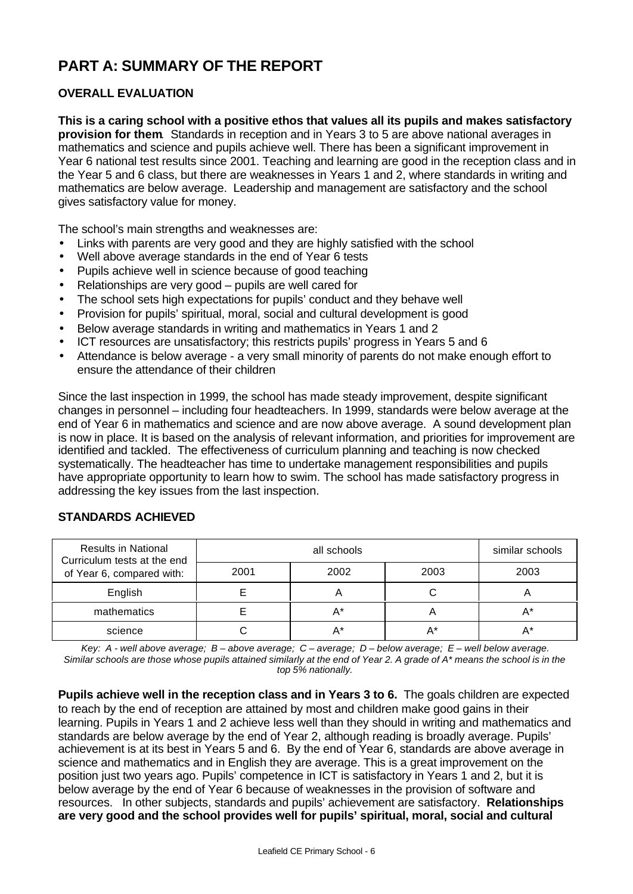# PART A: SUMMARY OF THE REPORT

## OVERALL EVALUATION

**This is a caring school with a positive ethos that values all its pupils and makes satisfactory provision for them**. Standards in reception and in Years 3 to 5 are above national averages in mathematics and science and pupils achieve well. There has been a significant improvement in Year 6 national test results since 2001. Teaching and learning are good in the reception class and in the Year 5 and 6 class, but there are weaknesses in Years 1 and 2, where standards in writing and mathematics are below average. Leadership and management are satisfactory and the school gives satisfactory value for money.

The school's main strengths and weaknesses are:

- Links with parents are very good and they are highly satisfied with the school
- Well above average standards in the end of Year 6 tests
- Pupils achieve well in science because of good teaching
- Relationships are very good – pupils are well cared for
- The school sets high expectations for pupils' conduct and they behave well
- Provision for pupils' spiritual, moral, social and cultural development is good
- Below average standards in writing and mathematics in Years 1 and 2
- ICT resources are unsatisfactory; this restricts pupils' progress in Years 5 and 6
- Attendance is below average - a very small minority of parents do not make enough effort to ensure the attendance of their children

Since the last inspection in 1999, the school has made steady improvement, despite significant changes in personnel – including four headteachers. In 1999, standards were below average at the end of Year 6 in mathematics and science and are now above average. A sound development plan is now in place. It is based on the analysis of relevant information, and priorities for improvement are identified and tackled. The effectiveness of curriculum planning and teaching is now checked systematically. The headteacher has time to undertake management responsibilities and pupils have appropriate opportunity to learn how to swim. The school has made satisfactory progress in addressing the key issues from the last inspection.

## STANDARDS ACHIEVED

| Results in National Curriculum tests at the end of Year 6, compared with: | all schools | | | similar schools |
|---|---|---|---|---|
| | 2001 | 2002 | 2003 | 2003 |
| English | E | A | C | A |
| mathematics | E | A* | A | A* |
| science | C | A* | A* | A* |

*Key: A - well above average; B – above average; C – average; D – below average; E – well below average. Similar schools are those whose pupils attained similarly at the end of Year 2. A grade of A* means the school is in the top 5% nationally.*

**Pupils achieve well in the reception class and in Years 3 to 6.** The goals children are expected to reach by the end of reception are attained by most and children make good gains in their learning. Pupils in Years 1 and 2 achieve less well than they should in writing and mathematics and standards are below average by the end of Year 2, although reading is broadly average. Pupils' achievement is at its best in Years 5 and 6. By the end of Year 6, standards are above average in science and mathematics and in English they are average. This is a great improvement on the position just two years ago. Pupils' competence in ICT is satisfactory in Years 1 and 2, but it is below average by the end of Year 6 because of weaknesses in the provision of software and resources. In other subjects, standards and pupils' achievement are satisfactory. **Relationships are very good and the school provides well for pupils' spiritual, moral, social and cultural**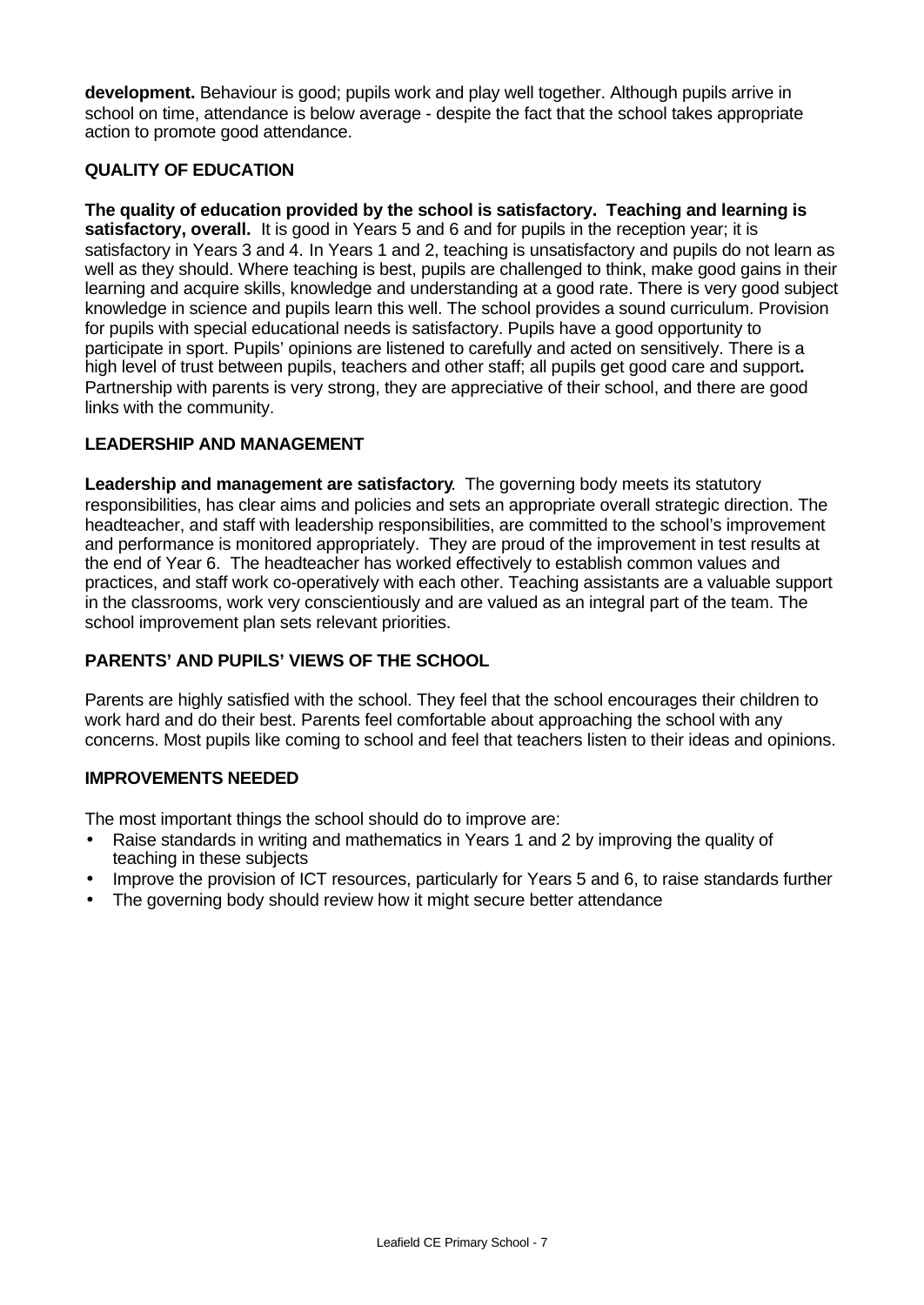**development.** Behaviour is good; pupils work and play well together. Although pupils arrive in school on time, attendance is below average - despite the fact that the school takes appropriate action to promote good attendance.

### QUALITY OF EDUCATION

**The quality of education provided by the school is satisfactory. Teaching and learning is satisfactory, overall.** It is good in Years 5 and 6 and for pupils in the reception year; it is satisfactory in Years 3 and 4. In Years 1 and 2, teaching is unsatisfactory and pupils do not learn as well as they should. Where teaching is best, pupils are challenged to think, make good gains in their learning and acquire skills, knowledge and understanding at a good rate. There is very good subject knowledge in science and pupils learn this well. The school provides a sound curriculum. Provision for pupils with special educational needs is satisfactory. Pupils have a good opportunity to participate in sport. Pupils' opinions are listened to carefully and acted on sensitively. There is a high level of trust between pupils, teachers and other staff; all pupils get good care and support**.** Partnership with parents is very strong, they are appreciative of their school, and there are good links with the community.

### LEADERSHIP AND MANAGEMENT

**Leadership and management are satisfactory**. The governing body meets its statutory responsibilities, has clear aims and policies and sets an appropriate overall strategic direction. The headteacher, and staff with leadership responsibilities, are committed to the school's improvement and performance is monitored appropriately. They are proud of the improvement in test results at the end of Year 6. The headteacher has worked effectively to establish common values and practices, and staff work co-operatively with each other. Teaching assistants are a valuable support in the classrooms, work very conscientiously and are valued as an integral part of the team. The school improvement plan sets relevant priorities.

### PARENTS' AND PUPILS' VIEWS OF THE SCHOOL

Parents are highly satisfied with the school. They feel that the school encourages their children to work hard and do their best. Parents feel comfortable about approaching the school with any concerns. Most pupils like coming to school and feel that teachers listen to their ideas and opinions.

### IMPROVEMENTS NEEDED

The most important things the school should do to improve are:

- Raise standards in writing and mathematics in Years 1 and 2 by improving the quality of teaching in these subjects
- Improve the provision of ICT resources, particularly for Years 5 and 6, to raise standards further
- The governing body should review how it might secure better attendance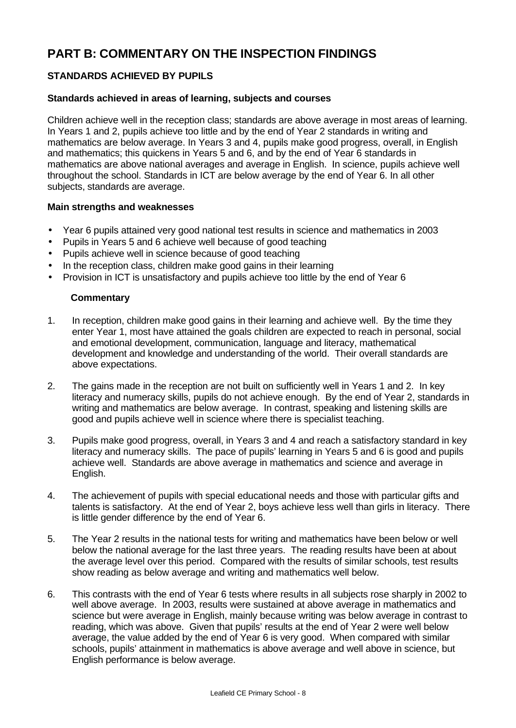# PART B: COMMENTARY ON THE INSPECTION FINDINGS

## STANDARDS ACHIEVED BY PUPILS

### Standards achieved in areas of learning, subjects and courses

Children achieve well in the reception class; standards are above average in most areas of learning. In Years 1 and 2, pupils achieve too little and by the end of Year 2 standards in writing and mathematics are below average. In Years 3 and 4, pupils make good progress, overall, in English and mathematics; this quickens in Years 5 and 6, and by the end of Year 6 standards in mathematics are above national averages and average in English. In science, pupils achieve well throughout the school. Standards in ICT are below average by the end of Year 6. In all other subjects, standards are average.

### Main strengths and weaknesses

- Year 6 pupils attained very good national test results in science and mathematics in 2003
- Pupils in Years 5 and 6 achieve well because of good teaching
- Pupils achieve well in science because of good teaching
- In the reception class, children make good gains in their learning
- Provision in ICT is unsatisfactory and pupils achieve too little by the end of Year 6

#### Commentary

1. In reception, children make good gains in their learning and achieve well. By the time they enter Year 1, most have attained the goals children are expected to reach in personal, social and emotional development, communication, language and literacy, mathematical development and knowledge and understanding of the world. Their overall standards are above expectations.

2. The gains made in the reception are not built on sufficiently well in Years 1 and 2. In key literacy and numeracy skills, pupils do not achieve enough. By the end of Year 2, standards in writing and mathematics are below average. In contrast, speaking and listening skills are good and pupils achieve well in science where there is specialist teaching.

3. Pupils make good progress, overall, in Years 3 and 4 and reach a satisfactory standard in key literacy and numeracy skills. The pace of pupils' learning in Years 5 and 6 is good and pupils achieve well. Standards are above average in mathematics and science and average in English.

4. The achievement of pupils with special educational needs and those with particular gifts and talents is satisfactory. At the end of Year 2, boys achieve less well than girls in literacy. There is little gender difference by the end of Year 6.

5. The Year 2 results in the national tests for writing and mathematics have been below or well below the national average for the last three years. The reading results have been at about the average level over this period. Compared with the results of similar schools, test results show reading as below average and writing and mathematics well below.

6. This contrasts with the end of Year 6 tests where results in all subjects rose sharply in 2002 to well above average. In 2003, results were sustained at above average in mathematics and science but were average in English, mainly because writing was below average in contrast to reading, which was above. Given that pupils' results at the end of Year 2 were well below average, the value added by the end of Year 6 is very good. When compared with similar schools, pupils' attainment in mathematics is above average and well above in science, but English performance is below average.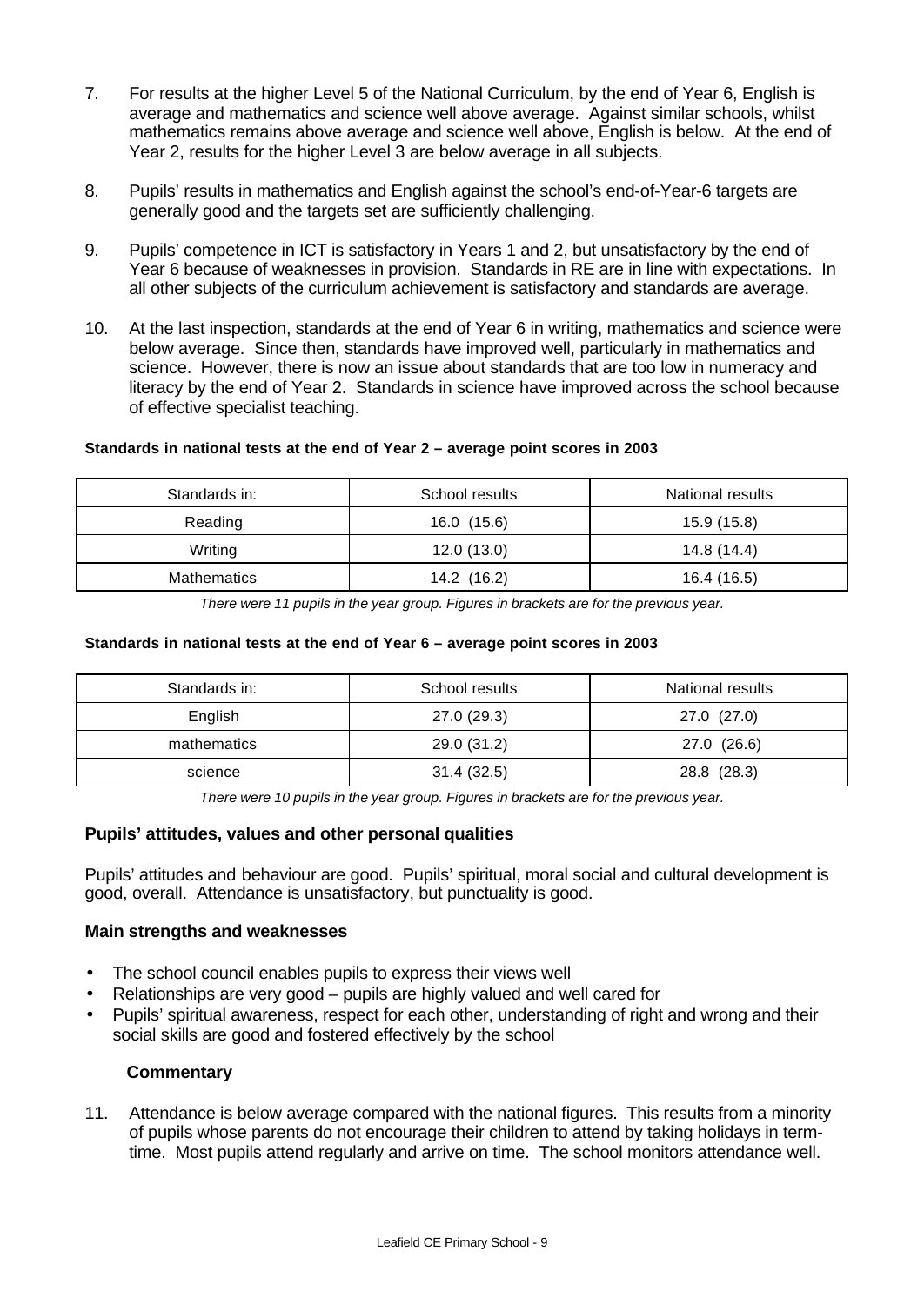7. For results at the higher Level 5 of the National Curriculum, by the end of Year 6, English is average and mathematics and science well above average. Against similar schools, whilst mathematics remains above average and science well above, English is below. At the end of Year 2, results for the higher Level 3 are below average in all subjects.

8. Pupils' results in mathematics and English against the school's end-of-Year-6 targets are generally good and the targets set are sufficiently challenging.

9. Pupils' competence in ICT is satisfactory in Years 1 and 2, but unsatisfactory by the end of Year 6 because of weaknesses in provision. Standards in RE are in line with expectations. In all other subjects of the curriculum achievement is satisfactory and standards are average.

10. At the last inspection, standards at the end of Year 6 in writing, mathematics and science were below average. Since then, standards have improved well, particularly in mathematics and science. However, there is now an issue about standards that are too low in numeracy and literacy by the end of Year 2. Standards in science have improved across the school because of effective specialist teaching.

**Standards in national tests at the end of Year 2 – average point scores in 2003**

| Standards in: | School results | National results |
|---|---|---|
| Reading | 16.0 (15.6) | 15.9 (15.8) |
| Writing | 12.0 (13.0) | 14.8 (14.4) |
| Mathematics | 14.2 (16.2) | 16.4 (16.5) |

*There were 11 pupils in the year group. Figures in brackets are for the previous year.*

**Standards in national tests at the end of Year 6 – average point scores in 2003**

| Standards in: | School results | National results |
|---|---|---|
| English | 27.0 (29.3) | 27.0 (27.0) |
| mathematics | 29.0 (31.2) | 27.0 (26.6) |
| science | 31.4 (32.5) | 28.8 (28.3) |

*There were 10 pupils in the year group. Figures in brackets are for the previous year.*

### Pupils' attitudes, values and other personal qualities

Pupils' attitudes and behaviour are good. Pupils' spiritual, moral social and cultural development is good, overall. Attendance is unsatisfactory, but punctuality is good.

### Main strengths and weaknesses

- The school council enables pupils to express their views well
- Relationships are very good – pupils are highly valued and well cared for
- Pupils' spiritual awareness, respect for each other, understanding of right and wrong and their social skills are good and fostered effectively by the school

#### Commentary

11. Attendance is below average compared with the national figures. This results from a minority of pupils whose parents do not encourage their children to attend by taking holidays in term-time. Most pupils attend regularly and arrive on time. The school monitors attendance well.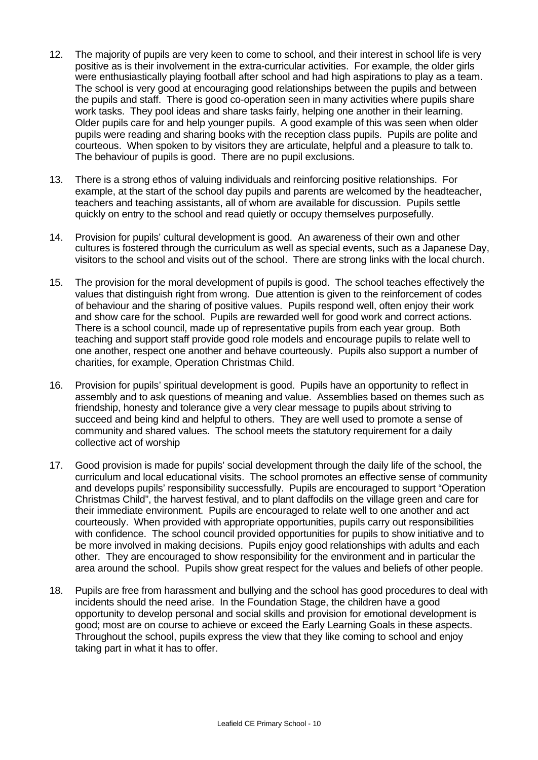12. The majority of pupils are very keen to come to school, and their interest in school life is very positive as is their involvement in the extra-curricular activities. For example, the older girls were enthusiastically playing football after school and had high aspirations to play as a team. The school is very good at encouraging good relationships between the pupils and between the pupils and staff. There is good co-operation seen in many activities where pupils share work tasks. They pool ideas and share tasks fairly, helping one another in their learning. Older pupils care for and help younger pupils. A good example of this was seen when older pupils were reading and sharing books with the reception class pupils. Pupils are polite and courteous. When spoken to by visitors they are articulate, helpful and a pleasure to talk to. The behaviour of pupils is good. There are no pupil exclusions.

13. There is a strong ethos of valuing individuals and reinforcing positive relationships. For example, at the start of the school day pupils and parents are welcomed by the headteacher, teachers and teaching assistants, all of whom are available for discussion. Pupils settle quickly on entry to the school and read quietly or occupy themselves purposefully.

14. Provision for pupils' cultural development is good. An awareness of their own and other cultures is fostered through the curriculum as well as special events, such as a Japanese Day, visitors to the school and visits out of the school. There are strong links with the local church.

15. The provision for the moral development of pupils is good. The school teaches effectively the values that distinguish right from wrong. Due attention is given to the reinforcement of codes of behaviour and the sharing of positive values. Pupils respond well, often enjoy their work and show care for the school. Pupils are rewarded well for good work and correct actions. There is a school council, made up of representative pupils from each year group. Both teaching and support staff provide good role models and encourage pupils to relate well to one another, respect one another and behave courteously. Pupils also support a number of charities, for example, Operation Christmas Child.

16. Provision for pupils' spiritual development is good. Pupils have an opportunity to reflect in assembly and to ask questions of meaning and value. Assemblies based on themes such as friendship, honesty and tolerance give a very clear message to pupils about striving to succeed and being kind and helpful to others. They are well used to promote a sense of community and shared values. The school meets the statutory requirement for a daily collective act of worship

17. Good provision is made for pupils' social development through the daily life of the school, the curriculum and local educational visits. The school promotes an effective sense of community and develops pupils' responsibility successfully. Pupils are encouraged to support "Operation Christmas Child", the harvest festival, and to plant daffodils on the village green and care for their immediate environment. Pupils are encouraged to relate well to one another and act courteously. When provided with appropriate opportunities, pupils carry out responsibilities with confidence. The school council provided opportunities for pupils to show initiative and to be more involved in making decisions. Pupils enjoy good relationships with adults and each other. They are encouraged to show responsibility for the environment and in particular the area around the school. Pupils show great respect for the values and beliefs of other people.

18. Pupils are free from harassment and bullying and the school has good procedures to deal with incidents should the need arise. In the Foundation Stage, the children have a good opportunity to develop personal and social skills and provision for emotional development is good; most are on course to achieve or exceed the Early Learning Goals in these aspects. Throughout the school, pupils express the view that they like coming to school and enjoy taking part in what it has to offer.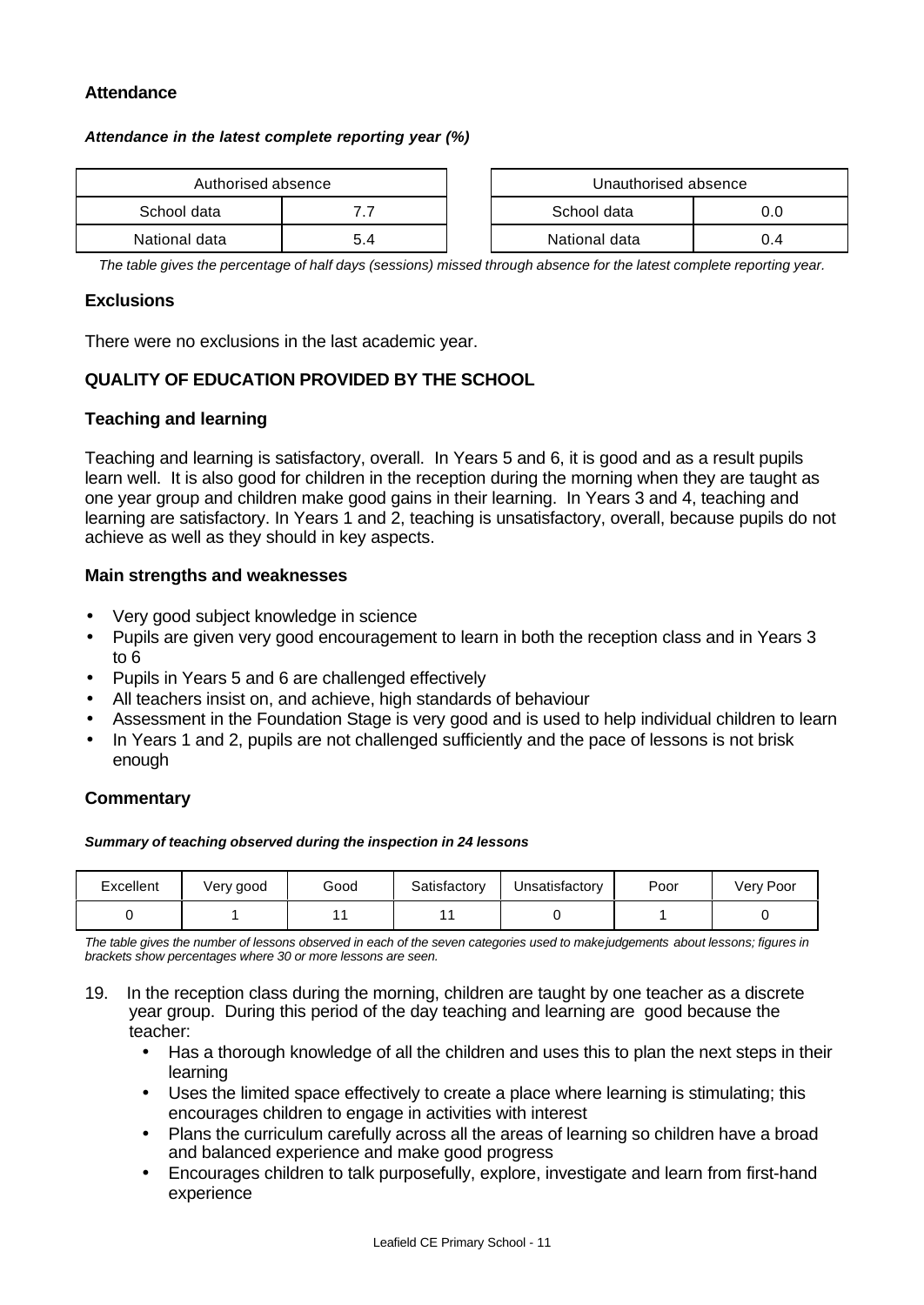### Attendance

***Attendance in the latest complete reporting year (%)***

| Authorised absence | |
|---|---|
| School data | 7.7 |
| National data | 5.4 |

| Unauthorised absence | |
|---|---|
| School data | 0.0 |
| National data | 0.4 |

*The table gives the percentage of half days (sessions) missed through absence for the latest complete reporting year.*

### Exclusions

There were no exclusions in the last academic year.

### QUALITY OF EDUCATION PROVIDED BY THE SCHOOL

### Teaching and learning

Teaching and learning is satisfactory, overall. In Years 5 and 6, it is good and as a result pupils learn well. It is also good for children in the reception during the morning when they are taught as one year group and children make good gains in their learning. In Years 3 and 4, teaching and learning are satisfactory. In Years 1 and 2, teaching is unsatisfactory, overall, because pupils do not achieve as well as they should in key aspects.

### Main strengths and weaknesses

- Very good subject knowledge in science
- Pupils are given very good encouragement to learn in both the reception class and in Years 3 to 6
- Pupils in Years 5 and 6 are challenged effectively
- All teachers insist on, and achieve, high standards of behaviour
- Assessment in the Foundation Stage is very good and is used to help individual children to learn
- In Years 1 and 2, pupils are not challenged sufficiently and the pace of lessons is not brisk enough

### Commentary

***Summary of teaching observed during the inspection in 24 lessons***

| Excellent | Very good | Good | Satisfactory | Unsatisfactory | Poor | Very Poor |
|---|---|---|---|---|---|---|
| 0 | 1 | 11 | 11 | 0 | 1 | 0 |

*The table gives the number of lessons observed in each of the seven categories used to make judgements about lessons; figures in brackets show percentages where 30 or more lessons are seen.*

19. In the reception class during the morning, children are taught by one teacher as a discrete year group. During this period of the day teaching and learning are good because the teacher:
    - Has a thorough knowledge of all the children and uses this to plan the next steps in their learning
    - Uses the limited space effectively to create a place where learning is stimulating; this encourages children to engage in activities with interest
    - Plans the curriculum carefully across all the areas of learning so children have a broad and balanced experience and make good progress
    - Encourages children to talk purposefully, explore, investigate and learn from first-hand experience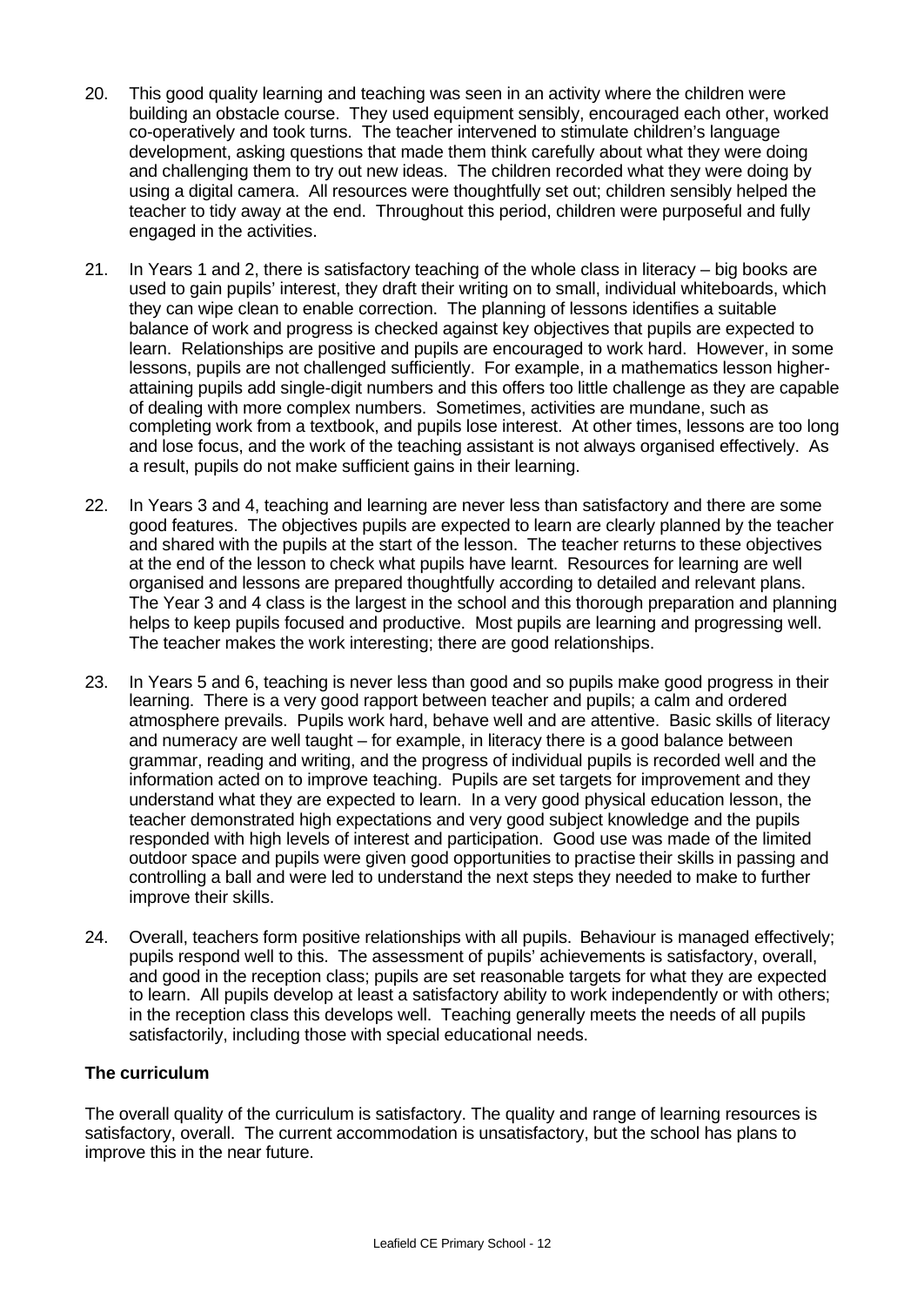20. This good quality learning and teaching was seen in an activity where the children were building an obstacle course. They used equipment sensibly, encouraged each other, worked co-operatively and took turns. The teacher intervened to stimulate children's language development, asking questions that made them think carefully about what they were doing and challenging them to try out new ideas. The children recorded what they were doing by using a digital camera. All resources were thoughtfully set out; children sensibly helped the teacher to tidy away at the end. Throughout this period, children were purposeful and fully engaged in the activities.

21. In Years 1 and 2, there is satisfactory teaching of the whole class in literacy – big books are used to gain pupils' interest, they draft their writing on to small, individual whiteboards, which they can wipe clean to enable correction. The planning of lessons identifies a suitable balance of work and progress is checked against key objectives that pupils are expected to learn. Relationships are positive and pupils are encouraged to work hard. However, in some lessons, pupils are not challenged sufficiently. For example, in a mathematics lesson higher-attaining pupils add single-digit numbers and this offers too little challenge as they are capable of dealing with more complex numbers. Sometimes, activities are mundane, such as completing work from a textbook, and pupils lose interest. At other times, lessons are too long and lose focus, and the work of the teaching assistant is not always organised effectively. As a result, pupils do not make sufficient gains in their learning.

22. In Years 3 and 4, teaching and learning are never less than satisfactory and there are some good features. The objectives pupils are expected to learn are clearly planned by the teacher and shared with the pupils at the start of the lesson. The teacher returns to these objectives at the end of the lesson to check what pupils have learnt. Resources for learning are well organised and lessons are prepared thoughtfully according to detailed and relevant plans. The Year 3 and 4 class is the largest in the school and this thorough preparation and planning helps to keep pupils focused and productive. Most pupils are learning and progressing well. The teacher makes the work interesting; there are good relationships.

23. In Years 5 and 6, teaching is never less than good and so pupils make good progress in their learning. There is a very good rapport between teacher and pupils; a calm and ordered atmosphere prevails. Pupils work hard, behave well and are attentive. Basic skills of literacy and numeracy are well taught – for example, in literacy there is a good balance between grammar, reading and writing, and the progress of individual pupils is recorded well and the information acted on to improve teaching. Pupils are set targets for improvement and they understand what they are expected to learn. In a very good physical education lesson, the teacher demonstrated high expectations and very good subject knowledge and the pupils responded with high levels of interest and participation. Good use was made of the limited outdoor space and pupils were given good opportunities to practise their skills in passing and controlling a ball and were led to understand the next steps they needed to make to further improve their skills.

24. Overall, teachers form positive relationships with all pupils. Behaviour is managed effectively; pupils respond well to this. The assessment of pupils' achievements is satisfactory, overall, and good in the reception class; pupils are set reasonable targets for what they are expected to learn. All pupils develop at least a satisfactory ability to work independently or with others; in the reception class this develops well. Teaching generally meets the needs of all pupils satisfactorily, including those with special educational needs.

### The curriculum

The overall quality of the curriculum is satisfactory. The quality and range of learning resources is satisfactory, overall. The current accommodation is unsatisfactory, but the school has plans to improve this in the near future.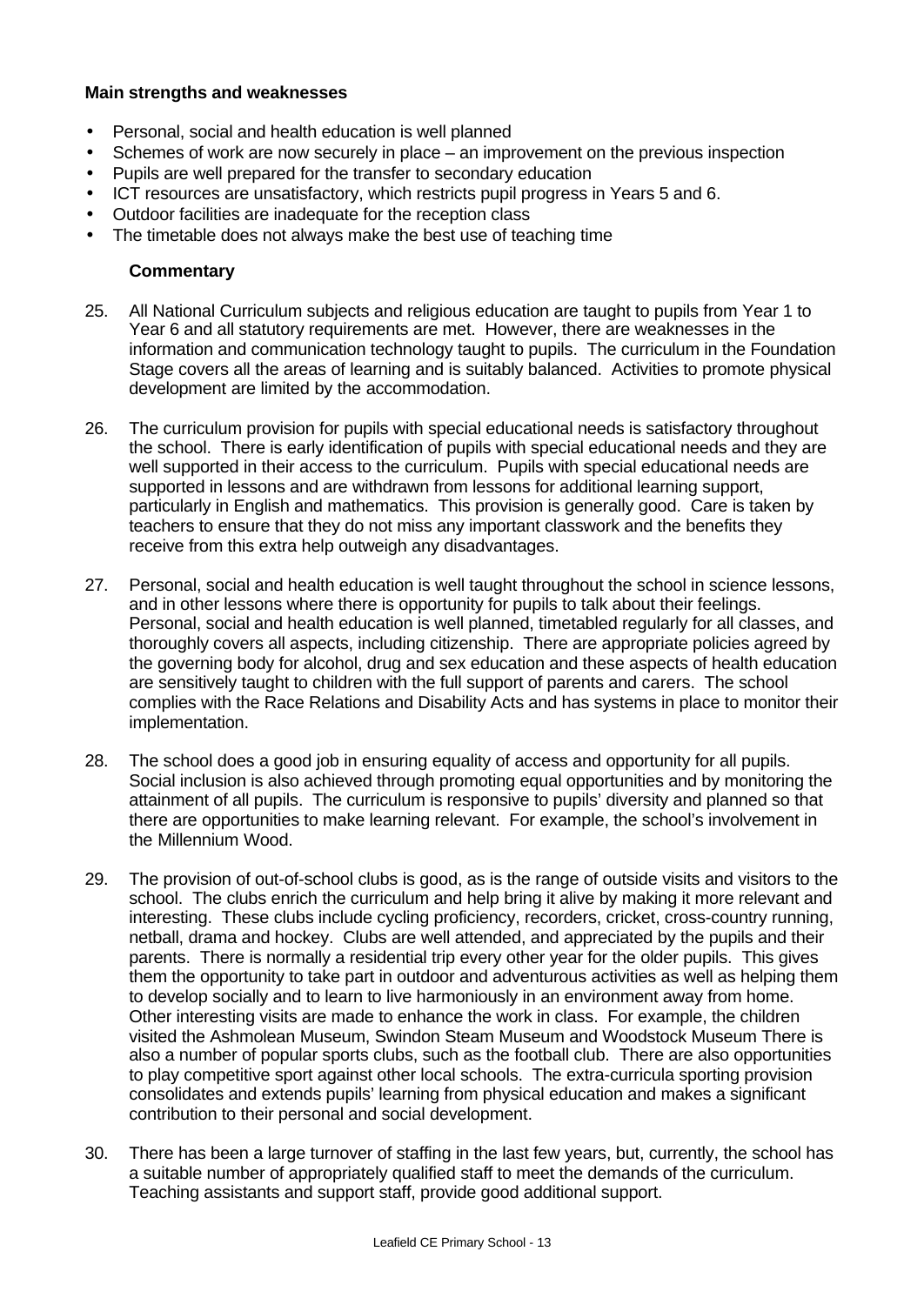**Main strengths and weaknesses**

- Personal, social and health education is well planned
- Schemes of work are now securely in place – an improvement on the previous inspection
- Pupils are well prepared for the transfer to secondary education
- ICT resources are unsatisfactory, which restricts pupil progress in Years 5 and 6.
- Outdoor facilities are inadequate for the reception class
- The timetable does not always make the best use of teaching time

**Commentary**

25. All National Curriculum subjects and religious education are taught to pupils from Year 1 to Year 6 and all statutory requirements are met. However, there are weaknesses in the information and communication technology taught to pupils. The curriculum in the Foundation Stage covers all the areas of learning and is suitably balanced. Activities to promote physical development are limited by the accommodation.

26. The curriculum provision for pupils with special educational needs is satisfactory throughout the school. There is early identification of pupils with special educational needs and they are well supported in their access to the curriculum. Pupils with special educational needs are supported in lessons and are withdrawn from lessons for additional learning support, particularly in English and mathematics. This provision is generally good. Care is taken by teachers to ensure that they do not miss any important classwork and the benefits they receive from this extra help outweigh any disadvantages.

27. Personal, social and health education is well taught throughout the school in science lessons, and in other lessons where there is opportunity for pupils to talk about their feelings. Personal, social and health education is well planned, timetabled regularly for all classes, and thoroughly covers all aspects, including citizenship. There are appropriate policies agreed by the governing body for alcohol, drug and sex education and these aspects of health education are sensitively taught to children with the full support of parents and carers. The school complies with the Race Relations and Disability Acts and has systems in place to monitor their implementation.

28. The school does a good job in ensuring equality of access and opportunity for all pupils. Social inclusion is also achieved through promoting equal opportunities and by monitoring the attainment of all pupils. The curriculum is responsive to pupils' diversity and planned so that there are opportunities to make learning relevant. For example, the school's involvement in the Millennium Wood.

29. The provision of out-of-school clubs is good, as is the range of outside visits and visitors to the school. The clubs enrich the curriculum and help bring it alive by making it more relevant and interesting. These clubs include cycling proficiency, recorders, cricket, cross-country running, netball, drama and hockey. Clubs are well attended, and appreciated by the pupils and their parents. There is normally a residential trip every other year for the older pupils. This gives them the opportunity to take part in outdoor and adventurous activities as well as helping them to develop socially and to learn to live harmoniously in an environment away from home. Other interesting visits are made to enhance the work in class. For example, the children visited the Ashmolean Museum, Swindon Steam Museum and Woodstock Museum There is also a number of popular sports clubs, such as the football club. There are also opportunities to play competitive sport against other local schools. The extra-curricula sporting provision consolidates and extends pupils' learning from physical education and makes a significant contribution to their personal and social development.

30. There has been a large turnover of staffing in the last few years, but, currently, the school has a suitable number of appropriately qualified staff to meet the demands of the curriculum. Teaching assistants and support staff, provide good additional support.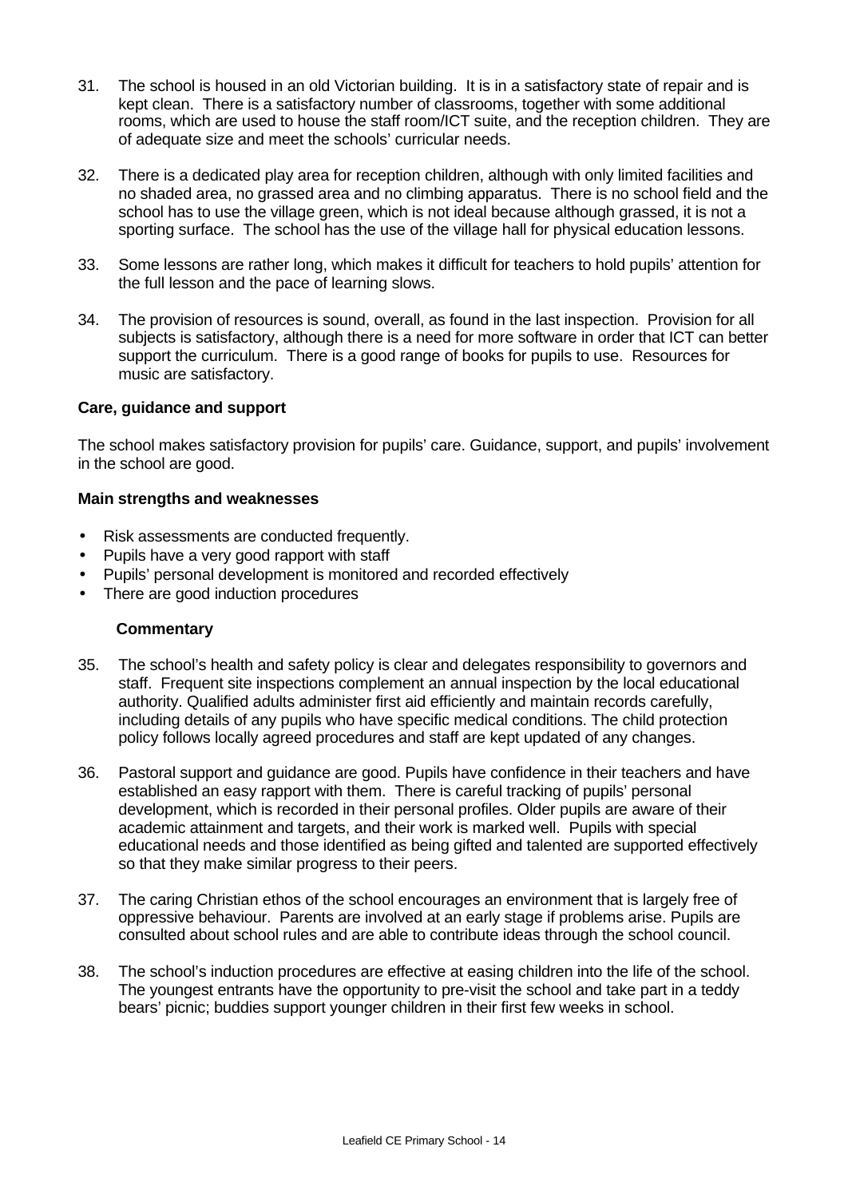31. The school is housed in an old Victorian building. It is in a satisfactory state of repair and is kept clean. There is a satisfactory number of classrooms, together with some additional rooms, which are used to house the staff room/ICT suite, and the reception children. They are of adequate size and meet the schools' curricular needs.

32. There is a dedicated play area for reception children, although with only limited facilities and no shaded area, no grassed area and no climbing apparatus. There is no school field and the school has to use the village green, which is not ideal because although grassed, it is not a sporting surface. The school has the use of the village hall for physical education lessons.

33. Some lessons are rather long, which makes it difficult for teachers to hold pupils' attention for the full lesson and the pace of learning slows.

34. The provision of resources is sound, overall, as found in the last inspection. Provision for all subjects is satisfactory, although there is a need for more software in order that ICT can better support the curriculum. There is a good range of books for pupils to use. Resources for music are satisfactory.

**Care, guidance and support**

The school makes satisfactory provision for pupils' care. Guidance, support, and pupils' involvement in the school are good.

**Main strengths and weaknesses**

- Risk assessments are conducted frequently.
- Pupils have a very good rapport with staff
- Pupils' personal development is monitored and recorded effectively
- There are good induction procedures

**Commentary**

35. The school's health and safety policy is clear and delegates responsibility to governors and staff. Frequent site inspections complement an annual inspection by the local educational authority. Qualified adults administer first aid efficiently and maintain records carefully, including details of any pupils who have specific medical conditions. The child protection policy follows locally agreed procedures and staff are kept updated of any changes.

36. Pastoral support and guidance are good. Pupils have confidence in their teachers and have established an easy rapport with them. There is careful tracking of pupils' personal development, which is recorded in their personal profiles. Older pupils are aware of their academic attainment and targets, and their work is marked well. Pupils with special educational needs and those identified as being gifted and talented are supported effectively so that they make similar progress to their peers.

37. The caring Christian ethos of the school encourages an environment that is largely free of oppressive behaviour. Parents are involved at an early stage if problems arise. Pupils are consulted about school rules and are able to contribute ideas through the school council.

38. The school's induction procedures are effective at easing children into the life of the school. The youngest entrants have the opportunity to pre-visit the school and take part in a teddy bears' picnic; buddies support younger children in their first few weeks in school.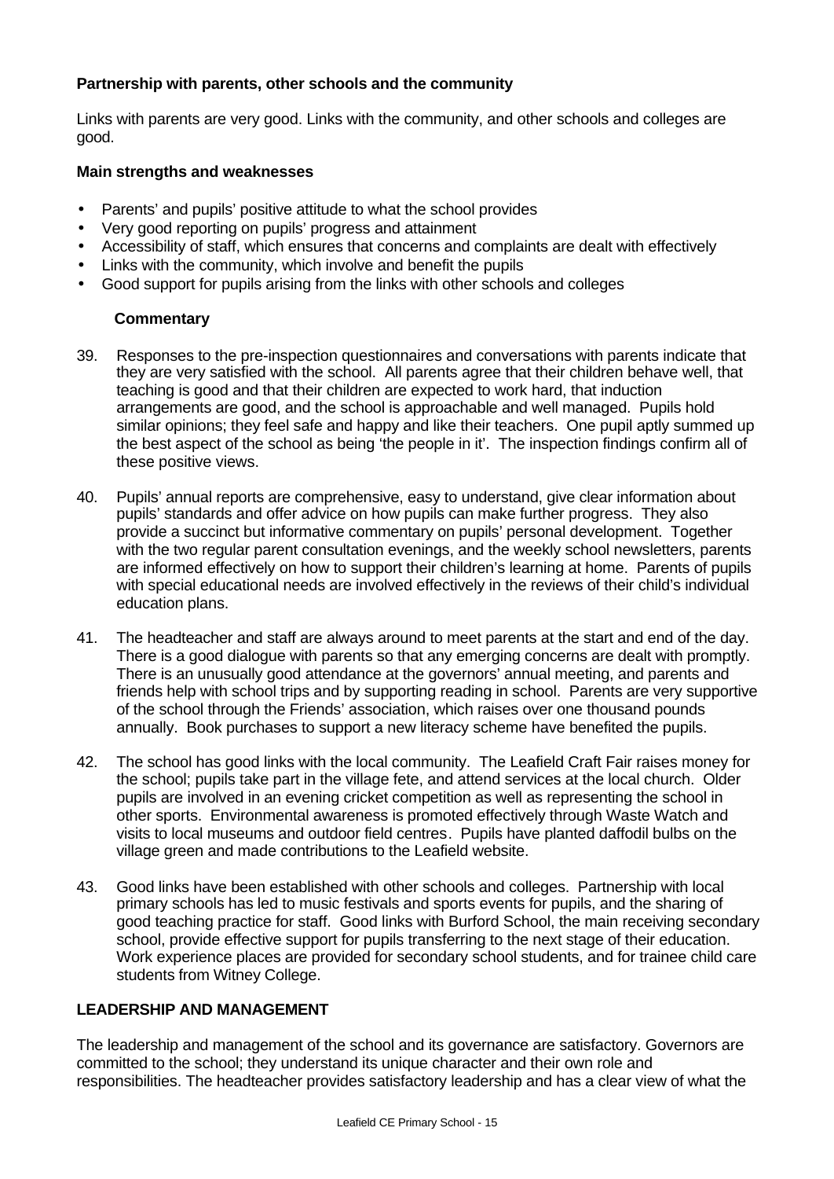**Partnership with parents, other schools and the community**

Links with parents are very good. Links with the community, and other schools and colleges are good.

**Main strengths and weaknesses**

- Parents' and pupils' positive attitude to what the school provides
- Very good reporting on pupils' progress and attainment
- Accessibility of staff, which ensures that concerns and complaints are dealt with effectively
- Links with the community, which involve and benefit the pupils
- Good support for pupils arising from the links with other schools and colleges

**Commentary**

39. Responses to the pre-inspection questionnaires and conversations with parents indicate that they are very satisfied with the school. All parents agree that their children behave well, that teaching is good and that their children are expected to work hard, that induction arrangements are good, and the school is approachable and well managed. Pupils hold similar opinions; they feel safe and happy and like their teachers. One pupil aptly summed up the best aspect of the school as being 'the people in it'. The inspection findings confirm all of these positive views.

40. Pupils' annual reports are comprehensive, easy to understand, give clear information about pupils' standards and offer advice on how pupils can make further progress. They also provide a succinct but informative commentary on pupils' personal development. Together with the two regular parent consultation evenings, and the weekly school newsletters, parents are informed effectively on how to support their children's learning at home. Parents of pupils with special educational needs are involved effectively in the reviews of their child's individual education plans.

41. The headteacher and staff are always around to meet parents at the start and end of the day. There is a good dialogue with parents so that any emerging concerns are dealt with promptly. There is an unusually good attendance at the governors' annual meeting, and parents and friends help with school trips and by supporting reading in school. Parents are very supportive of the school through the Friends' association, which raises over one thousand pounds annually. Book purchases to support a new literacy scheme have benefited the pupils.

42. The school has good links with the local community. The Leafield Craft Fair raises money for the school; pupils take part in the village fete, and attend services at the local church. Older pupils are involved in an evening cricket competition as well as representing the school in other sports. Environmental awareness is promoted effectively through Waste Watch and visits to local museums and outdoor field centres. Pupils have planted daffodil bulbs on the village green and made contributions to the Leafield website.

43. Good links have been established with other schools and colleges. Partnership with local primary schools has led to music festivals and sports events for pupils, and the sharing of good teaching practice for staff. Good links with Burford School, the main receiving secondary school, provide effective support for pupils transferring to the next stage of their education. Work experience places are provided for secondary school students, and for trainee child care students from Witney College.

**LEADERSHIP AND MANAGEMENT**

The leadership and management of the school and its governance are satisfactory. Governors are committed to the school; they understand its unique character and their own role and responsibilities. The headteacher provides satisfactory leadership and has a clear view of what the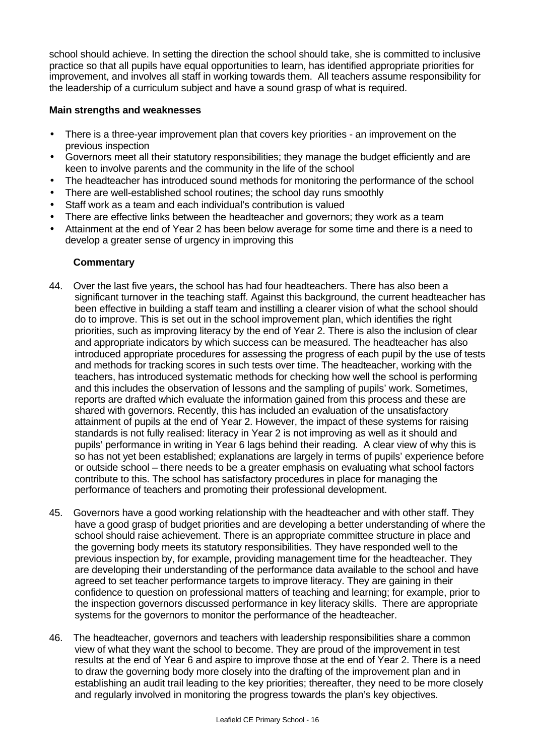school should achieve. In setting the direction the school should take, she is committed to inclusive practice so that all pupils have equal opportunities to learn, has identified appropriate priorities for improvement, and involves all staff in working towards them. All teachers assume responsibility for the leadership of a curriculum subject and have a sound grasp of what is required.

**Main strengths and weaknesses**

- There is a three-year improvement plan that covers key priorities - an improvement on the previous inspection
- Governors meet all their statutory responsibilities; they manage the budget efficiently and are keen to involve parents and the community in the life of the school
- The headteacher has introduced sound methods for monitoring the performance of the school
- There are well-established school routines; the school day runs smoothly
- Staff work as a team and each individual's contribution is valued
- There are effective links between the headteacher and governors; they work as a team
- Attainment at the end of Year 2 has been below average for some time and there is a need to develop a greater sense of urgency in improving this

**Commentary**

44. Over the last five years, the school has had four headteachers. There has also been a significant turnover in the teaching staff. Against this background, the current headteacher has been effective in building a staff team and instilling a clearer vision of what the school should do to improve. This is set out in the school improvement plan, which identifies the right priorities, such as improving literacy by the end of Year 2. There is also the inclusion of clear and appropriate indicators by which success can be measured. The headteacher has also introduced appropriate procedures for assessing the progress of each pupil by the use of tests and methods for tracking scores in such tests over time. The headteacher, working with the teachers, has introduced systematic methods for checking how well the school is performing and this includes the observation of lessons and the sampling of pupils' work. Sometimes, reports are drafted which evaluate the information gained from this process and these are shared with governors. Recently, this has included an evaluation of the unsatisfactory attainment of pupils at the end of Year 2. However, the impact of these systems for raising standards is not fully realised: literacy in Year 2 is not improving as well as it should and pupils' performance in writing in Year 6 lags behind their reading. A clear view of why this is so has not yet been established; explanations are largely in terms of pupils' experience before or outside school – there needs to be a greater emphasis on evaluating what school factors contribute to this. The school has satisfactory procedures in place for managing the performance of teachers and promoting their professional development.

45. Governors have a good working relationship with the headteacher and with other staff. They have a good grasp of budget priorities and are developing a better understanding of where the school should raise achievement. There is an appropriate committee structure in place and the governing body meets its statutory responsibilities. They have responded well to the previous inspection by, for example, providing management time for the headteacher. They are developing their understanding of the performance data available to the school and have agreed to set teacher performance targets to improve literacy. They are gaining in their confidence to question on professional matters of teaching and learning; for example, prior to the inspection governors discussed performance in key literacy skills. There are appropriate systems for the governors to monitor the performance of the headteacher.

46. The headteacher, governors and teachers with leadership responsibilities share a common view of what they want the school to become. They are proud of the improvement in test results at the end of Year 6 and aspire to improve those at the end of Year 2. There is a need to draw the governing body more closely into the drafting of the improvement plan and in establishing an audit trail leading to the key priorities; thereafter, they need to be more closely and regularly involved in monitoring the progress towards the plan's key objectives.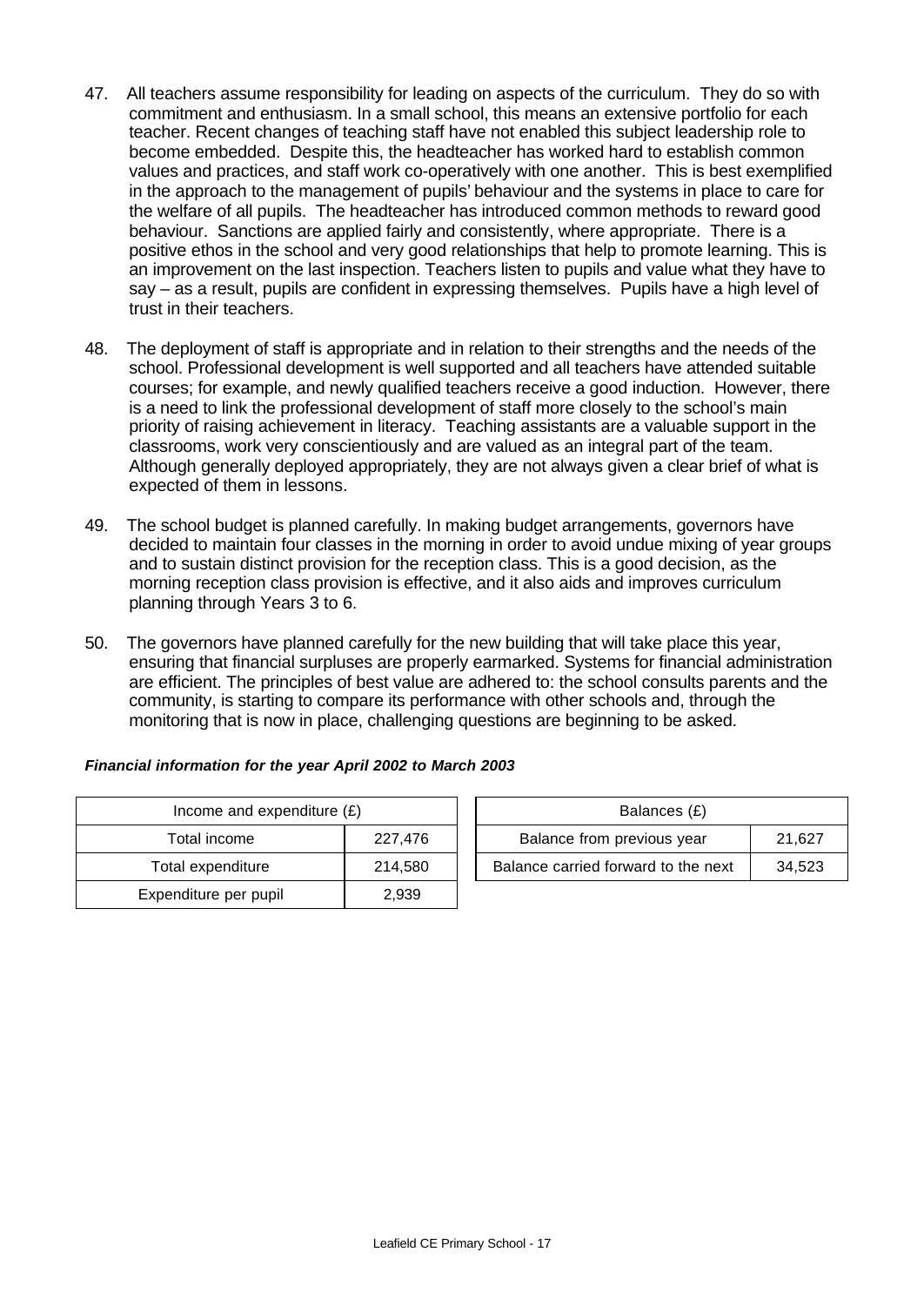47. All teachers assume responsibility for leading on aspects of the curriculum. They do so with commitment and enthusiasm. In a small school, this means an extensive portfolio for each teacher. Recent changes of teaching staff have not enabled this subject leadership role to become embedded. Despite this, the headteacher has worked hard to establish common values and practices, and staff work co-operatively with one another. This is best exemplified in the approach to the management of pupils' behaviour and the systems in place to care for the welfare of all pupils. The headteacher has introduced common methods to reward good behaviour. Sanctions are applied fairly and consistently, where appropriate. There is a positive ethos in the school and very good relationships that help to promote learning. This is an improvement on the last inspection. Teachers listen to pupils and value what they have to say – as a result, pupils are confident in expressing themselves. Pupils have a high level of trust in their teachers.

48. The deployment of staff is appropriate and in relation to their strengths and the needs of the school. Professional development is well supported and all teachers have attended suitable courses; for example, and newly qualified teachers receive a good induction. However, there is a need to link the professional development of staff more closely to the school's main priority of raising achievement in literacy. Teaching assistants are a valuable support in the classrooms, work very conscientiously and are valued as an integral part of the team. Although generally deployed appropriately, they are not always given a clear brief of what is expected of them in lessons.

49. The school budget is planned carefully. In making budget arrangements, governors have decided to maintain four classes in the morning in order to avoid undue mixing of year groups and to sustain distinct provision for the reception class. This is a good decision, as the morning reception class provision is effective, and it also aids and improves curriculum planning through Years 3 to 6.

50. The governors have planned carefully for the new building that will take place this year, ensuring that financial surpluses are properly earmarked. Systems for financial administration are efficient. The principles of best value are adhered to: the school consults parents and the community, is starting to compare its performance with other schools and, through the monitoring that is now in place, challenging questions are beginning to be asked.

***Financial information for the year April 2002 to March 2003***

| Income and expenditure (£) | |
|---|---|
| Total income | 227,476 |
| Total expenditure | 214,580 |
| Expenditure per pupil | 2,939 |

| Balances (£) | |
|---|---|
| Balance from previous year | 21,627 |
| Balance carried forward to the next | 34,523 |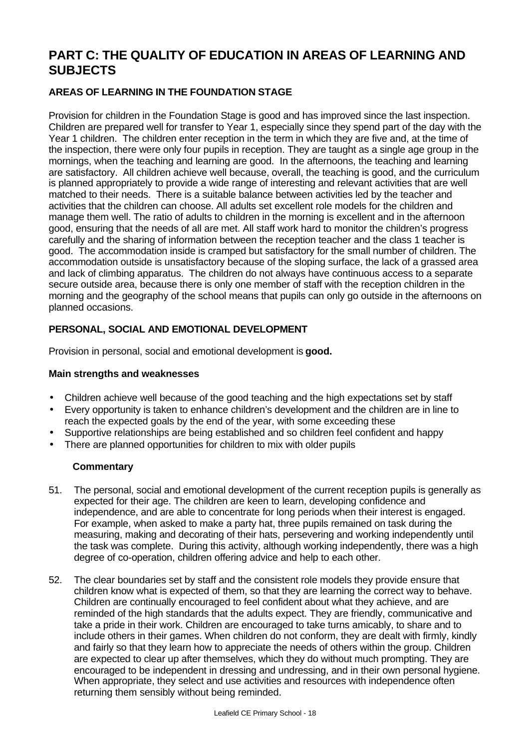# PART C: THE QUALITY OF EDUCATION IN AREAS OF LEARNING AND SUBJECTS

## AREAS OF LEARNING IN THE FOUNDATION STAGE

Provision for children in the Foundation Stage is good and has improved since the last inspection. Children are prepared well for transfer to Year 1, especially since they spend part of the day with the Year 1 children. The children enter reception in the term in which they are five and, at the time of the inspection, there were only four pupils in reception. They are taught as a single age group in the mornings, when the teaching and learning are good. In the afternoons, the teaching and learning are satisfactory. All children achieve well because, overall, the teaching is good, and the curriculum is planned appropriately to provide a wide range of interesting and relevant activities that are well matched to their needs. There is a suitable balance between activities led by the teacher and activities that the children can choose. All adults set excellent role models for the children and manage them well. The ratio of adults to children in the morning is excellent and in the afternoon good, ensuring that the needs of all are met. All staff work hard to monitor the children's progress carefully and the sharing of information between the reception teacher and the class 1 teacher is good. The accommodation inside is cramped but satisfactory for the small number of children. The accommodation outside is unsatisfactory because of the sloping surface, the lack of a grassed area and lack of climbing apparatus. The children do not always have continuous access to a separate secure outside area, because there is only one member of staff with the reception children in the morning and the geography of the school means that pupils can only go outside in the afternoons on planned occasions.

## PERSONAL, SOCIAL AND EMOTIONAL DEVELOPMENT

Provision in personal, social and emotional development is **good.**

**Main strengths and weaknesses**

- Children achieve well because of the good teaching and the high expectations set by staff
- Every opportunity is taken to enhance children's development and the children are in line to reach the expected goals by the end of the year, with some exceeding these
- Supportive relationships are being established and so children feel confident and happy
- There are planned opportunities for children to mix with older pupils

**Commentary**

51. The personal, social and emotional development of the current reception pupils is generally as expected for their age. The children are keen to learn, developing confidence and independence, and are able to concentrate for long periods when their interest is engaged. For example, when asked to make a party hat, three pupils remained on task during the measuring, making and decorating of their hats, persevering and working independently until the task was complete. During this activity, although working independently, there was a high degree of co-operation, children offering advice and help to each other.

52. The clear boundaries set by staff and the consistent role models they provide ensure that children know what is expected of them, so that they are learning the correct way to behave. Children are continually encouraged to feel confident about what they achieve, and are reminded of the high standards that the adults expect. They are friendly, communicative and take a pride in their work. Children are encouraged to take turns amicably, to share and to include others in their games. When children do not conform, they are dealt with firmly, kindly and fairly so that they learn how to appreciate the needs of others within the group. Children are expected to clear up after themselves, which they do without much prompting. They are encouraged to be independent in dressing and undressing, and in their own personal hygiene. When appropriate, they select and use activities and resources with independence often returning them sensibly without being reminded.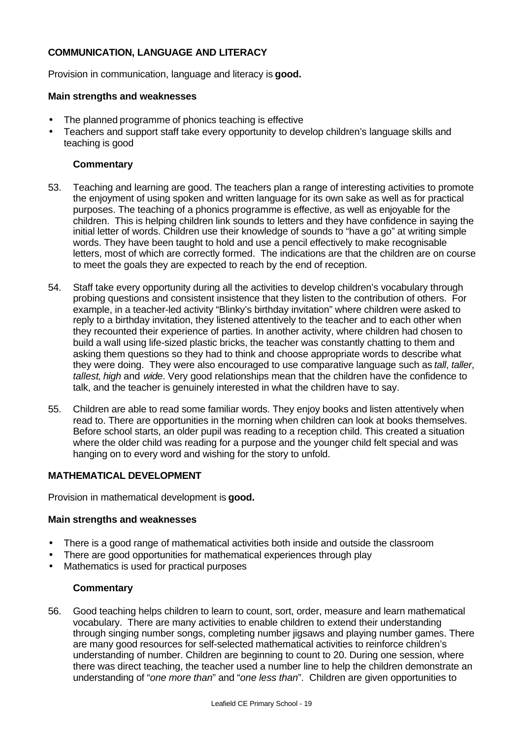## COMMUNICATION, LANGUAGE AND LITERACY

Provision in communication, language and literacy is **good.**

### Main strengths and weaknesses

- The planned programme of phonics teaching is effective
- Teachers and support staff take every opportunity to develop children's language skills and teaching is good

#### Commentary

53. Teaching and learning are good. The teachers plan a range of interesting activities to promote the enjoyment of using spoken and written language for its own sake as well as for practical purposes. The teaching of a phonics programme is effective, as well as enjoyable for the children. This is helping children link sounds to letters and they have confidence in saying the initial letter of words. Children use their knowledge of sounds to "have a go" at writing simple words. They have been taught to hold and use a pencil effectively to make recognisable letters, most of which are correctly formed. The indications are that the children are on course to meet the goals they are expected to reach by the end of reception.

54. Staff take every opportunity during all the activities to develop children's vocabulary through probing questions and consistent insistence that they listen to the contribution of others. For example, in a teacher-led activity "Blinky's birthday invitation" where children were asked to reply to a birthday invitation, they listened attentively to the teacher and to each other when they recounted their experience of parties. In another activity, where children had chosen to build a wall using life-sized plastic bricks, the teacher was constantly chatting to them and asking them questions so they had to think and choose appropriate words to describe what they were doing. They were also encouraged to use comparative language such as *tall*, *taller*, *tallest*, *high* and *wide*. Very good relationships mean that the children have the confidence to talk, and the teacher is genuinely interested in what the children have to say.

55. Children are able to read some familiar words. They enjoy books and listen attentively when read to. There are opportunities in the morning when children can look at books themselves. Before school starts, an older pupil was reading to a reception child. This created a situation where the older child was reading for a purpose and the younger child felt special and was hanging on to every word and wishing for the story to unfold.

## MATHEMATICAL DEVELOPMENT

Provision in mathematical development is **good.**

### Main strengths and weaknesses

- There is a good range of mathematical activities both inside and outside the classroom
- There are good opportunities for mathematical experiences through play
- Mathematics is used for practical purposes

#### Commentary

56. Good teaching helps children to learn to count, sort, order, measure and learn mathematical vocabulary. There are many activities to enable children to extend their understanding through singing number songs, completing number jigsaws and playing number games. There are many good resources for self-selected mathematical activities to reinforce children's understanding of number. Children are beginning to count to 20. During one session, where there was direct teaching, the teacher used a number line to help the children demonstrate an understanding of "*one more than*" and "*one less than*". Children are given opportunities to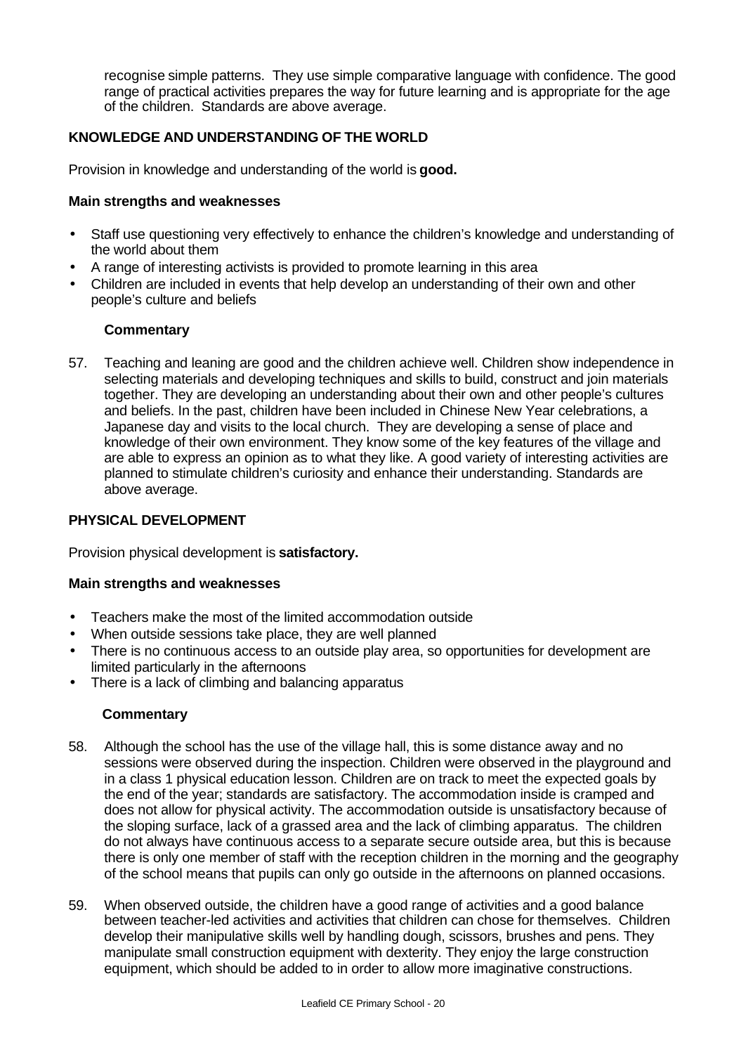recognise simple patterns. They use simple comparative language with confidence. The good range of practical activities prepares the way for future learning and is appropriate for the age of the children. Standards are above average.

## KNOWLEDGE AND UNDERSTANDING OF THE WORLD

Provision in knowledge and understanding of the world is **good.**

**Main strengths and weaknesses**

- Staff use questioning very effectively to enhance the children's knowledge and understanding of the world about them
- A range of interesting activists is provided to promote learning in this area
- Children are included in events that help develop an understanding of their own and other people's culture and beliefs

**Commentary**

57. Teaching and leaning are good and the children achieve well. Children show independence in selecting materials and developing techniques and skills to build, construct and join materials together. They are developing an understanding about their own and other people's cultures and beliefs. In the past, children have been included in Chinese New Year celebrations, a Japanese day and visits to the local church. They are developing a sense of place and knowledge of their own environment. They know some of the key features of the village and are able to express an opinion as to what they like. A good variety of interesting activities are planned to stimulate children's curiosity and enhance their understanding. Standards are above average.

## PHYSICAL DEVELOPMENT

Provision physical development is **satisfactory.**

**Main strengths and weaknesses**

- Teachers make the most of the limited accommodation outside
- When outside sessions take place, they are well planned
- There is no continuous access to an outside play area, so opportunities for development are limited particularly in the afternoons
- There is a lack of climbing and balancing apparatus

**Commentary**

58. Although the school has the use of the village hall, this is some distance away and no sessions were observed during the inspection. Children were observed in the playground and in a class 1 physical education lesson. Children are on track to meet the expected goals by the end of the year; standards are satisfactory. The accommodation inside is cramped and does not allow for physical activity. The accommodation outside is unsatisfactory because of the sloping surface, lack of a grassed area and the lack of climbing apparatus. The children do not always have continuous access to a separate secure outside area, but this is because there is only one member of staff with the reception children in the morning and the geography of the school means that pupils can only go outside in the afternoons on planned occasions.

59. When observed outside, the children have a good range of activities and a good balance between teacher-led activities and activities that children can chose for themselves. Children develop their manipulative skills well by handling dough, scissors, brushes and pens. They manipulate small construction equipment with dexterity. They enjoy the large construction equipment, which should be added to in order to allow more imaginative constructions.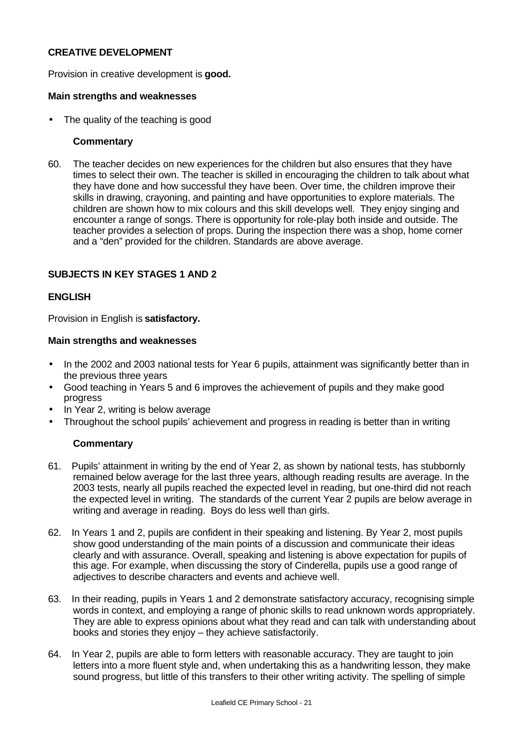### CREATIVE DEVELOPMENT

Provision in creative development is **good.**

**Main strengths and weaknesses**

- The quality of the teaching is good

**Commentary**

60. The teacher decides on new experiences for the children but also ensures that they have times to select their own. The teacher is skilled in encouraging the children to talk about what they have done and how successful they have been. Over time, the children improve their skills in drawing, crayoning, and painting and have opportunities to explore materials. The children are shown how to mix colours and this skill develops well. They enjoy singing and encounter a range of songs. There is opportunity for role-play both inside and outside. The teacher provides a selection of props. During the inspection there was a shop, home corner and a "den" provided for the children. Standards are above average.

## SUBJECTS IN KEY STAGES 1 AND 2

### ENGLISH

Provision in English is **satisfactory.**

**Main strengths and weaknesses**

- In the 2002 and 2003 national tests for Year 6 pupils, attainment was significantly better than in the previous three years
- Good teaching in Years 5 and 6 improves the achievement of pupils and they make good progress
- In Year 2, writing is below average
- Throughout the school pupils' achievement and progress in reading is better than in writing

**Commentary**

61. Pupils' attainment in writing by the end of Year 2, as shown by national tests, has stubbornly remained below average for the last three years, although reading results are average. In the 2003 tests, nearly all pupils reached the expected level in reading, but one-third did not reach the expected level in writing. The standards of the current Year 2 pupils are below average in writing and average in reading. Boys do less well than girls.

62. In Years 1 and 2, pupils are confident in their speaking and listening. By Year 2, most pupils show good understanding of the main points of a discussion and communicate their ideas clearly and with assurance. Overall, speaking and listening is above expectation for pupils of this age. For example, when discussing the story of Cinderella, pupils use a good range of adjectives to describe characters and events and achieve well.

63. In their reading, pupils in Years 1 and 2 demonstrate satisfactory accuracy, recognising simple words in context, and employing a range of phonic skills to read unknown words appropriately. They are able to express opinions about what they read and can talk with understanding about books and stories they enjoy – they achieve satisfactorily.

64. In Year 2, pupils are able to form letters with reasonable accuracy. They are taught to join letters into a more fluent style and, when undertaking this as a handwriting lesson, they make sound progress, but little of this transfers to their other writing activity. The spelling of simple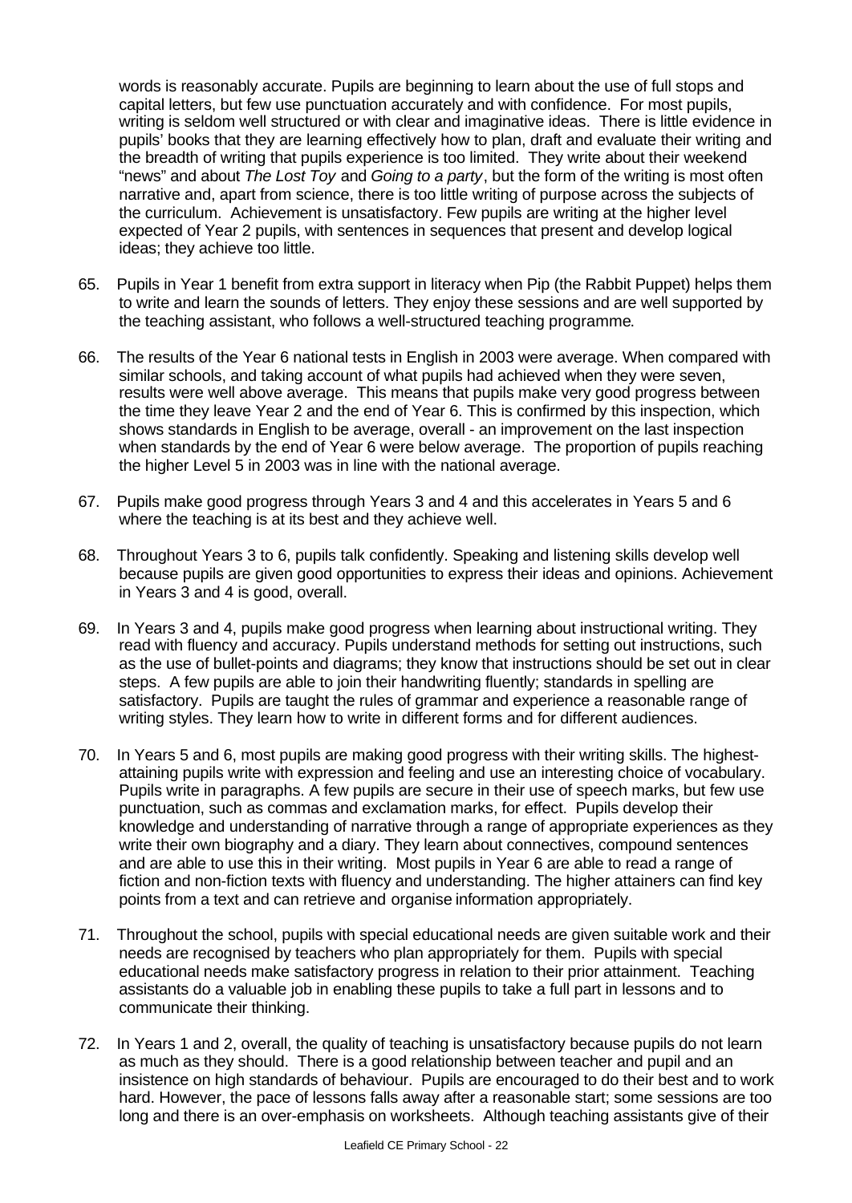words is reasonably accurate. Pupils are beginning to learn about the use of full stops and capital letters, but few use punctuation accurately and with confidence. For most pupils, writing is seldom well structured or with clear and imaginative ideas. There is little evidence in pupils' books that they are learning effectively how to plan, draft and evaluate their writing and the breadth of writing that pupils experience is too limited. They write about their weekend "news" and about *The Lost Toy* and *Going to a party*, but the form of the writing is most often narrative and, apart from science, there is too little writing of purpose across the subjects of the curriculum. Achievement is unsatisfactory. Few pupils are writing at the higher level expected of Year 2 pupils, with sentences in sequences that present and develop logical ideas; they achieve too little.

65. Pupils in Year 1 benefit from extra support in literacy when Pip (the Rabbit Puppet) helps them to write and learn the sounds of letters. They enjoy these sessions and are well supported by the teaching assistant, who follows a well-structured teaching programme.

66. The results of the Year 6 national tests in English in 2003 were average. When compared with similar schools, and taking account of what pupils had achieved when they were seven, results were well above average. This means that pupils make very good progress between the time they leave Year 2 and the end of Year 6. This is confirmed by this inspection, which shows standards in English to be average, overall - an improvement on the last inspection when standards by the end of Year 6 were below average. The proportion of pupils reaching the higher Level 5 in 2003 was in line with the national average.

67. Pupils make good progress through Years 3 and 4 and this accelerates in Years 5 and 6 where the teaching is at its best and they achieve well.

68. Throughout Years 3 to 6, pupils talk confidently. Speaking and listening skills develop well because pupils are given good opportunities to express their ideas and opinions. Achievement in Years 3 and 4 is good, overall.

69. In Years 3 and 4, pupils make good progress when learning about instructional writing. They read with fluency and accuracy. Pupils understand methods for setting out instructions, such as the use of bullet-points and diagrams; they know that instructions should be set out in clear steps. A few pupils are able to join their handwriting fluently; standards in spelling are satisfactory. Pupils are taught the rules of grammar and experience a reasonable range of writing styles. They learn how to write in different forms and for different audiences.

70. In Years 5 and 6, most pupils are making good progress with their writing skills. The highest-attaining pupils write with expression and feeling and use an interesting choice of vocabulary. Pupils write in paragraphs. A few pupils are secure in their use of speech marks, but few use punctuation, such as commas and exclamation marks, for effect. Pupils develop their knowledge and understanding of narrative through a range of appropriate experiences as they write their own biography and a diary. They learn about connectives, compound sentences and are able to use this in their writing. Most pupils in Year 6 are able to read a range of fiction and non-fiction texts with fluency and understanding. The higher attainers can find key points from a text and can retrieve and organise information appropriately.

71. Throughout the school, pupils with special educational needs are given suitable work and their needs are recognised by teachers who plan appropriately for them. Pupils with special educational needs make satisfactory progress in relation to their prior attainment. Teaching assistants do a valuable job in enabling these pupils to take a full part in lessons and to communicate their thinking.

72. In Years 1 and 2, overall, the quality of teaching is unsatisfactory because pupils do not learn as much as they should. There is a good relationship between teacher and pupil and an insistence on high standards of behaviour. Pupils are encouraged to do their best and to work hard. However, the pace of lessons falls away after a reasonable start; some sessions are too long and there is an over-emphasis on worksheets. Although teaching assistants give of their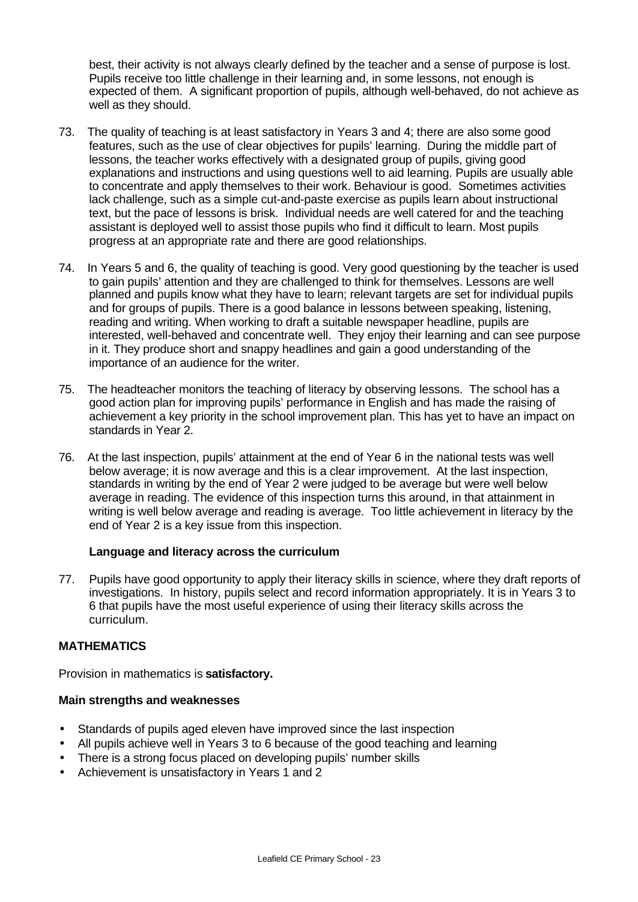best, their activity is not always clearly defined by the teacher and a sense of purpose is lost. Pupils receive too little challenge in their learning and, in some lessons, not enough is expected of them. A significant proportion of pupils, although well-behaved, do not achieve as well as they should.

73. The quality of teaching is at least satisfactory in Years 3 and 4; there are also some good features, such as the use of clear objectives for pupils' learning. During the middle part of lessons, the teacher works effectively with a designated group of pupils, giving good explanations and instructions and using questions well to aid learning. Pupils are usually able to concentrate and apply themselves to their work. Behaviour is good. Sometimes activities lack challenge, such as a simple cut-and-paste exercise as pupils learn about instructional text, but the pace of lessons is brisk. Individual needs are well catered for and the teaching assistant is deployed well to assist those pupils who find it difficult to learn. Most pupils progress at an appropriate rate and there are good relationships.

74. In Years 5 and 6, the quality of teaching is good. Very good questioning by the teacher is used to gain pupils' attention and they are challenged to think for themselves. Lessons are well planned and pupils know what they have to learn; relevant targets are set for individual pupils and for groups of pupils. There is a good balance in lessons between speaking, listening, reading and writing. When working to draft a suitable newspaper headline, pupils are interested, well-behaved and concentrate well. They enjoy their learning and can see purpose in it. They produce short and snappy headlines and gain a good understanding of the importance of an audience for the writer.

75. The headteacher monitors the teaching of literacy by observing lessons. The school has a good action plan for improving pupils' performance in English and has made the raising of achievement a key priority in the school improvement plan. This has yet to have an impact on standards in Year 2.

76. At the last inspection, pupils' attainment at the end of Year 6 in the national tests was well below average; it is now average and this is a clear improvement. At the last inspection, standards in writing by the end of Year 2 were judged to be average but were well below average in reading. The evidence of this inspection turns this around, in that attainment in writing is well below average and reading is average. Too little achievement in literacy by the end of Year 2 is a key issue from this inspection.

**Language and literacy across the curriculum**

77. Pupils have good opportunity to apply their literacy skills in science, where they draft reports of investigations. In history, pupils select and record information appropriately. It is in Years 3 to 6 that pupils have the most useful experience of using their literacy skills across the curriculum.

## MATHEMATICS

Provision in mathematics is **satisfactory.**

**Main strengths and weaknesses**

- Standards of pupils aged eleven have improved since the last inspection
- All pupils achieve well in Years 3 to 6 because of the good teaching and learning
- There is a strong focus placed on developing pupils' number skills
- Achievement is unsatisfactory in Years 1 and 2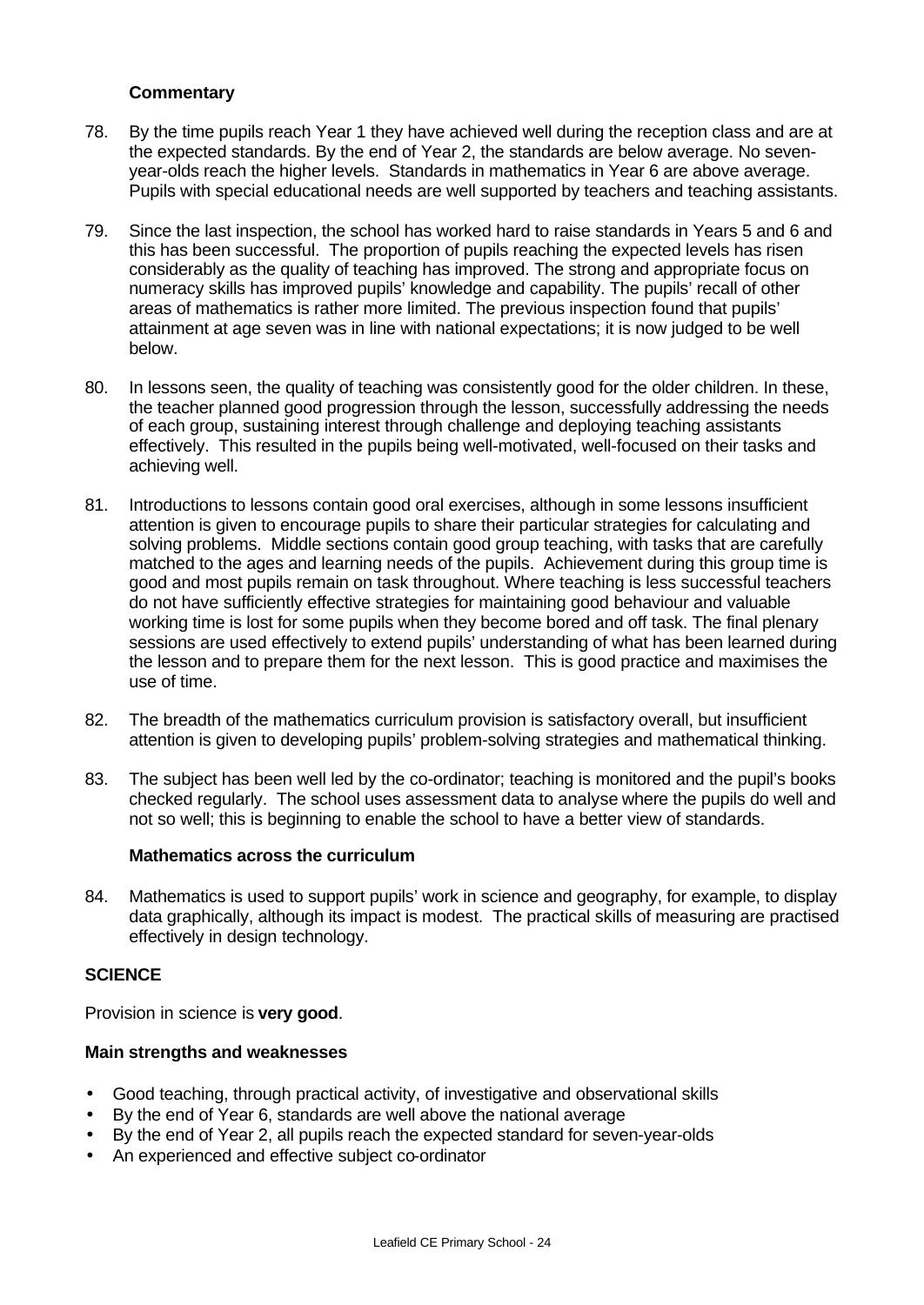**Commentary**

78. By the time pupils reach Year 1 they have achieved well during the reception class and are at the expected standards. By the end of Year 2, the standards are below average. No seven-year-olds reach the higher levels. Standards in mathematics in Year 6 are above average. Pupils with special educational needs are well supported by teachers and teaching assistants.

79. Since the last inspection, the school has worked hard to raise standards in Years 5 and 6 and this has been successful. The proportion of pupils reaching the expected levels has risen considerably as the quality of teaching has improved. The strong and appropriate focus on numeracy skills has improved pupils' knowledge and capability. The pupils' recall of other areas of mathematics is rather more limited. The previous inspection found that pupils' attainment at age seven was in line with national expectations; it is now judged to be well below.

80. In lessons seen, the quality of teaching was consistently good for the older children. In these, the teacher planned good progression through the lesson, successfully addressing the needs of each group, sustaining interest through challenge and deploying teaching assistants effectively. This resulted in the pupils being well-motivated, well-focused on their tasks and achieving well.

81. Introductions to lessons contain good oral exercises, although in some lessons insufficient attention is given to encourage pupils to share their particular strategies for calculating and solving problems. Middle sections contain good group teaching, with tasks that are carefully matched to the ages and learning needs of the pupils. Achievement during this group time is good and most pupils remain on task throughout. Where teaching is less successful teachers do not have sufficiently effective strategies for maintaining good behaviour and valuable working time is lost for some pupils when they become bored and off task. The final plenary sessions are used effectively to extend pupils' understanding of what has been learned during the lesson and to prepare them for the next lesson. This is good practice and maximises the use of time.

82. The breadth of the mathematics curriculum provision is satisfactory overall, but insufficient attention is given to developing pupils' problem-solving strategies and mathematical thinking.

83. The subject has been well led by the co-ordinator; teaching is monitored and the pupil's books checked regularly. The school uses assessment data to analyse where the pupils do well and not so well; this is beginning to enable the school to have a better view of standards.

**Mathematics across the curriculum**

84. Mathematics is used to support pupils' work in science and geography, for example, to display data graphically, although its impact is modest. The practical skills of measuring are practised effectively in design technology.

## SCIENCE

Provision in science is **very good**.

**Main strengths and weaknesses**

- Good teaching, through practical activity, of investigative and observational skills
- By the end of Year 6, standards are well above the national average
- By the end of Year 2, all pupils reach the expected standard for seven-year-olds
- An experienced and effective subject co-ordinator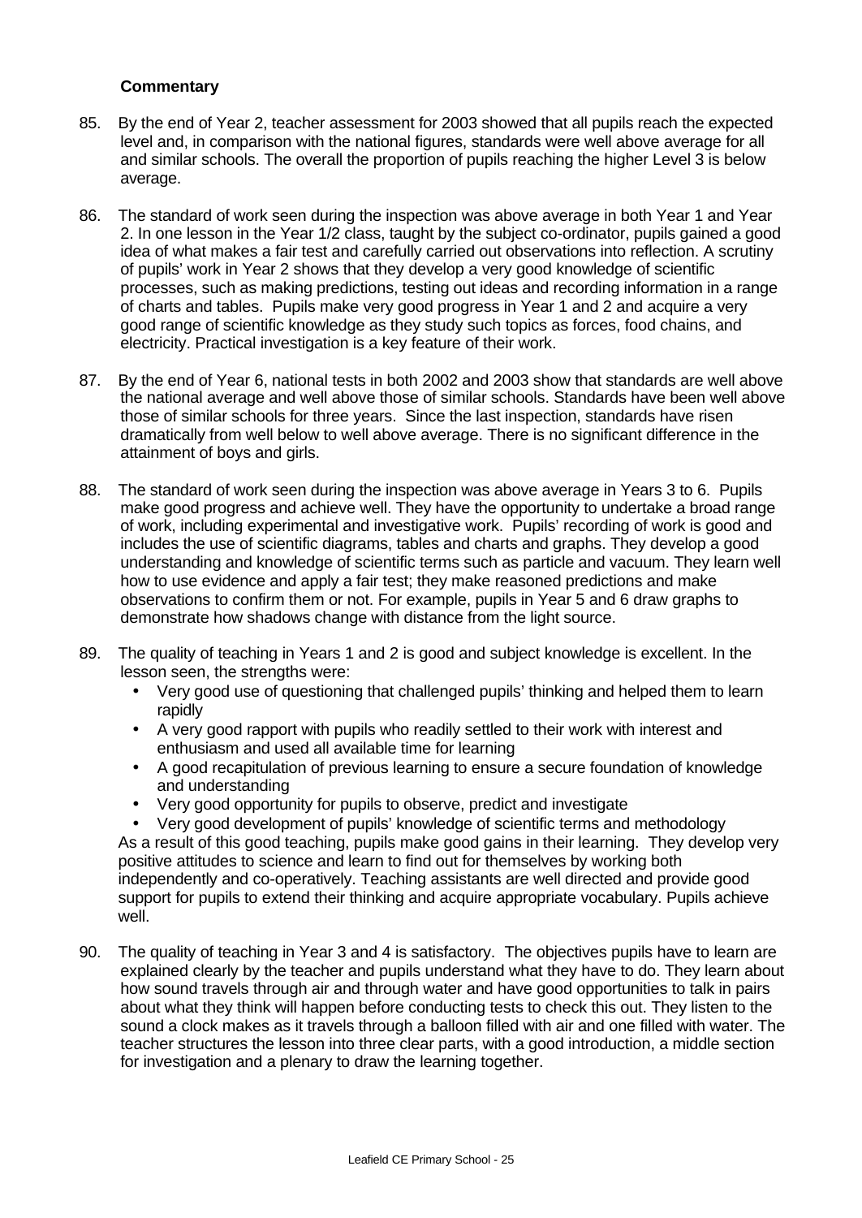### Commentary

85. By the end of Year 2, teacher assessment for 2003 showed that all pupils reach the expected level and, in comparison with the national figures, standards were well above average for all and similar schools. The overall the proportion of pupils reaching the higher Level 3 is below average.

86. The standard of work seen during the inspection was above average in both Year 1 and Year 2. In one lesson in the Year 1/2 class, taught by the subject co-ordinator, pupils gained a good idea of what makes a fair test and carefully carried out observations into reflection. A scrutiny of pupils' work in Year 2 shows that they develop a very good knowledge of scientific processes, such as making predictions, testing out ideas and recording information in a range of charts and tables. Pupils make very good progress in Year 1 and 2 and acquire a very good range of scientific knowledge as they study such topics as forces, food chains, and electricity. Practical investigation is a key feature of their work.

87. By the end of Year 6, national tests in both 2002 and 2003 show that standards are well above the national average and well above those of similar schools. Standards have been well above those of similar schools for three years. Since the last inspection, standards have risen dramatically from well below to well above average. There is no significant difference in the attainment of boys and girls.

88. The standard of work seen during the inspection was above average in Years 3 to 6. Pupils make good progress and achieve well. They have the opportunity to undertake a broad range of work, including experimental and investigative work. Pupils' recording of work is good and includes the use of scientific diagrams, tables and charts and graphs. They develop a good understanding and knowledge of scientific terms such as particle and vacuum. They learn well how to use evidence and apply a fair test; they make reasoned predictions and make observations to confirm them or not. For example, pupils in Year 5 and 6 draw graphs to demonstrate how shadows change with distance from the light source.

89. The quality of teaching in Years 1 and 2 is good and subject knowledge is excellent. In the lesson seen, the strengths were:
    - Very good use of questioning that challenged pupils' thinking and helped them to learn rapidly
    - A very good rapport with pupils who readily settled to their work with interest and enthusiasm and used all available time for learning
    - A good recapitulation of previous learning to ensure a secure foundation of knowledge and understanding
    - Very good opportunity for pupils to observe, predict and investigate
    - Very good development of pupils' knowledge of scientific terms and methodology

    As a result of this good teaching, pupils make good gains in their learning. They develop very positive attitudes to science and learn to find out for themselves by working both independently and co-operatively. Teaching assistants are well directed and provide good support for pupils to extend their thinking and acquire appropriate vocabulary. Pupils achieve well.

90. The quality of teaching in Year 3 and 4 is satisfactory. The objectives pupils have to learn are explained clearly by the teacher and pupils understand what they have to do. They learn about how sound travels through air and through water and have good opportunities to talk in pairs about what they think will happen before conducting tests to check this out. They listen to the sound a clock makes as it travels through a balloon filled with air and one filled with water. The teacher structures the lesson into three clear parts, with a good introduction, a middle section for investigation and a plenary to draw the learning together.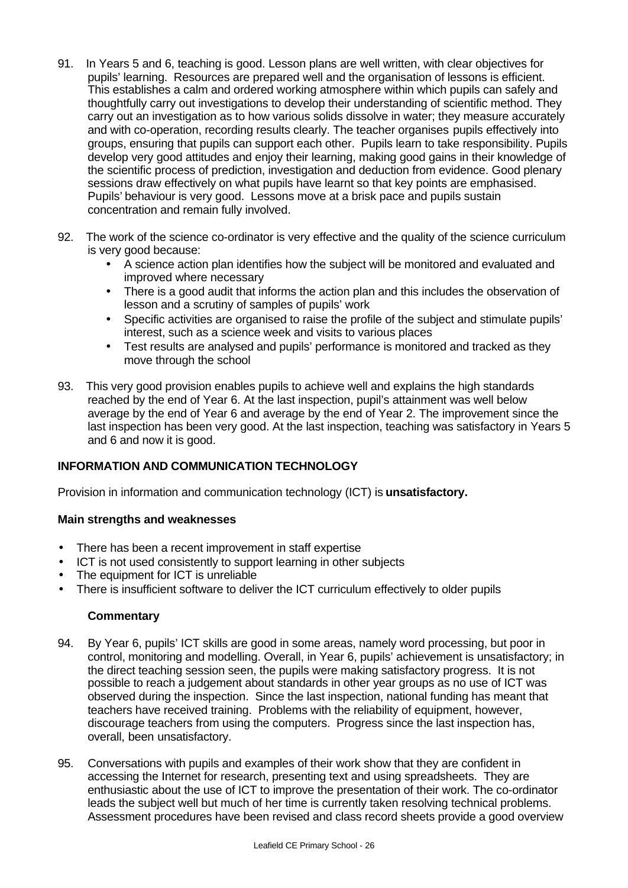91. In Years 5 and 6, teaching is good. Lesson plans are well written, with clear objectives for pupils' learning. Resources are prepared well and the organisation of lessons is efficient. This establishes a calm and ordered working atmosphere within which pupils can safely and thoughtfully carry out investigations to develop their understanding of scientific method. They carry out an investigation as to how various solids dissolve in water; they measure accurately and with co-operation, recording results clearly. The teacher organises pupils effectively into groups, ensuring that pupils can support each other. Pupils learn to take responsibility. Pupils develop very good attitudes and enjoy their learning, making good gains in their knowledge of the scientific process of prediction, investigation and deduction from evidence. Good plenary sessions draw effectively on what pupils have learnt so that key points are emphasised. Pupils' behaviour is very good. Lessons move at a brisk pace and pupils sustain concentration and remain fully involved.

92. The work of the science co-ordinator is very effective and the quality of the science curriculum is very good because:
    - A science action plan identifies how the subject will be monitored and evaluated and improved where necessary
    - There is a good audit that informs the action plan and this includes the observation of lesson and a scrutiny of samples of pupils' work
    - Specific activities are organised to raise the profile of the subject and stimulate pupils' interest, such as a science week and visits to various places
    - Test results are analysed and pupils' performance is monitored and tracked as they move through the school

93. This very good provision enables pupils to achieve well and explains the high standards reached by the end of Year 6. At the last inspection, pupil's attainment was well below average by the end of Year 6 and average by the end of Year 2. The improvement since the last inspection has been very good. At the last inspection, teaching was satisfactory in Years 5 and 6 and now it is good.

## INFORMATION AND COMMUNICATION TECHNOLOGY

Provision in information and communication technology (ICT) is **unsatisfactory.**

### Main strengths and weaknesses

- There has been a recent improvement in staff expertise
- ICT is not used consistently to support learning in other subjects
- The equipment for ICT is unreliable
- There is insufficient software to deliver the ICT curriculum effectively to older pupils

### Commentary

94. By Year 6, pupils' ICT skills are good in some areas, namely word processing, but poor in control, monitoring and modelling. Overall, in Year 6, pupils' achievement is unsatisfactory; in the direct teaching session seen, the pupils were making satisfactory progress. It is not possible to reach a judgement about standards in other year groups as no use of ICT was observed during the inspection. Since the last inspection, national funding has meant that teachers have received training. Problems with the reliability of equipment, however, discourage teachers from using the computers. Progress since the last inspection has, overall, been unsatisfactory.

95. Conversations with pupils and examples of their work show that they are confident in accessing the Internet for research, presenting text and using spreadsheets. They are enthusiastic about the use of ICT to improve the presentation of their work. The co-ordinator leads the subject well but much of her time is currently taken resolving technical problems. Assessment procedures have been revised and class record sheets provide a good overview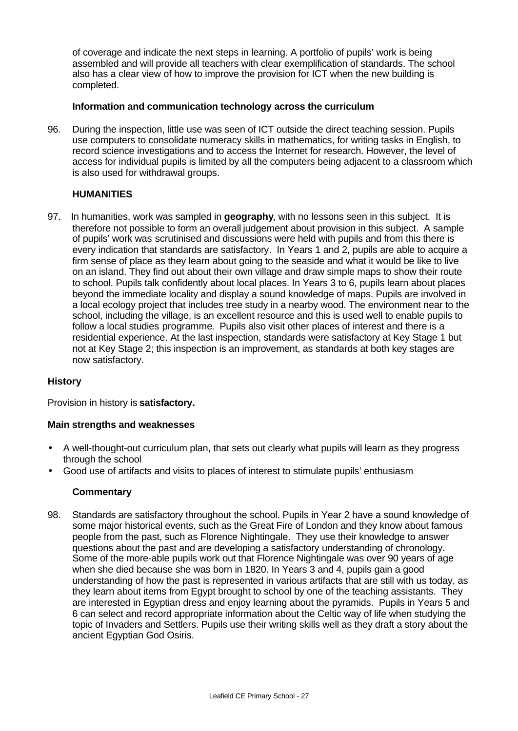of coverage and indicate the next steps in learning. A portfolio of pupils' work is being assembled and will provide all teachers with clear exemplification of standards. The school also has a clear view of how to improve the provision for ICT when the new building is completed.

**Information and communication technology across the curriculum**

96. During the inspection, little use was seen of ICT outside the direct teaching session. Pupils use computers to consolidate numeracy skills in mathematics, for writing tasks in English, to record science investigations and to access the Internet for research. However, the level of access for individual pupils is limited by all the computers being adjacent to a classroom which is also used for withdrawal groups.

## HUMANITIES

97. In humanities, work was sampled in **geography**, with no lessons seen in this subject. It is therefore not possible to form an overall judgement about provision in this subject. A sample of pupils' work was scrutinised and discussions were held with pupils and from this there is every indication that standards are satisfactory. In Years 1 and 2, pupils are able to acquire a firm sense of place as they learn about going to the seaside and what it would be like to live on an island. They find out about their own village and draw simple maps to show their route to school. Pupils talk confidently about local places. In Years 3 to 6, pupils learn about places beyond the immediate locality and display a sound knowledge of maps. Pupils are involved in a local ecology project that includes tree study in a nearby wood. The environment near to the school, including the village, is an excellent resource and this is used well to enable pupils to follow a local studies programme. Pupils also visit other places of interest and there is a residential experience. At the last inspection, standards were satisfactory at Key Stage 1 but not at Key Stage 2; this inspection is an improvement, as standards at both key stages are now satisfactory.

### History

Provision in history is **satisfactory.**

**Main strengths and weaknesses**

- A well-thought-out curriculum plan, that sets out clearly what pupils will learn as they progress through the school
- Good use of artifacts and visits to places of interest to stimulate pupils' enthusiasm

**Commentary**

98. Standards are satisfactory throughout the school. Pupils in Year 2 have a sound knowledge of some major historical events, such as the Great Fire of London and they know about famous people from the past, such as Florence Nightingale. They use their knowledge to answer questions about the past and are developing a satisfactory understanding of chronology. Some of the more-able pupils work out that Florence Nightingale was over 90 years of age when she died because she was born in 1820. In Years 3 and 4, pupils gain a good understanding of how the past is represented in various artifacts that are still with us today, as they learn about items from Egypt brought to school by one of the teaching assistants. They are interested in Egyptian dress and enjoy learning about the pyramids. Pupils in Years 5 and 6 can select and record appropriate information about the Celtic way of life when studying the topic of Invaders and Settlers. Pupils use their writing skills well as they draft a story about the ancient Egyptian God Osiris.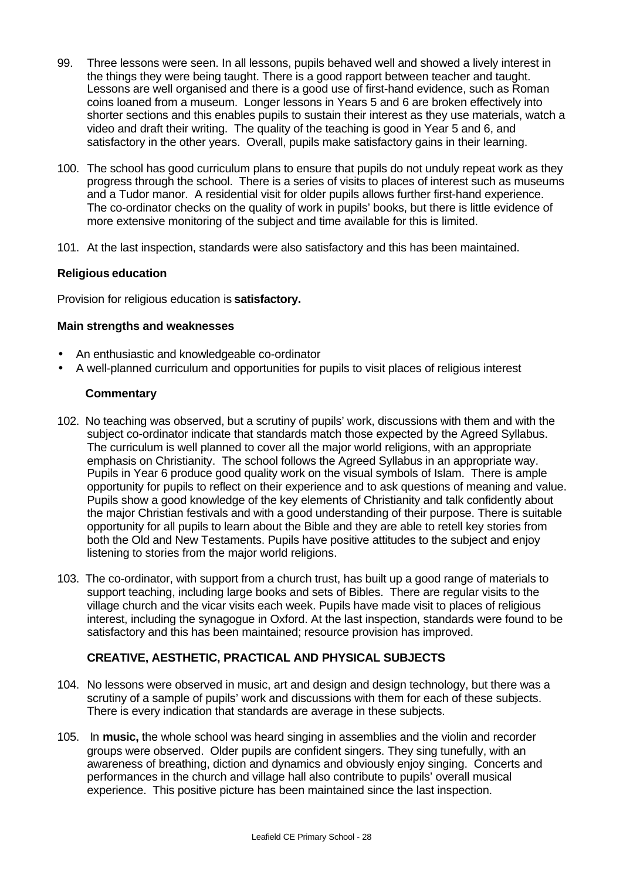99. Three lessons were seen. In all lessons, pupils behaved well and showed a lively interest in the things they were being taught. There is a good rapport between teacher and taught. Lessons are well organised and there is a good use of first-hand evidence, such as Roman coins loaned from a museum. Longer lessons in Years 5 and 6 are broken effectively into shorter sections and this enables pupils to sustain their interest as they use materials, watch a video and draft their writing. The quality of the teaching is good in Year 5 and 6, and satisfactory in the other years. Overall, pupils make satisfactory gains in their learning.

100. The school has good curriculum plans to ensure that pupils do not unduly repeat work as they progress through the school. There is a series of visits to places of interest such as museums and a Tudor manor. A residential visit for older pupils allows further first-hand experience. The co-ordinator checks on the quality of work in pupils' books, but there is little evidence of more extensive monitoring of the subject and time available for this is limited.

101. At the last inspection, standards were also satisfactory and this has been maintained.

**Religious education**

Provision for religious education is **satisfactory.**

**Main strengths and weaknesses**

- An enthusiastic and knowledgeable co-ordinator
- A well-planned curriculum and opportunities for pupils to visit places of religious interest

**Commentary**

102. No teaching was observed, but a scrutiny of pupils' work, discussions with them and with the subject co-ordinator indicate that standards match those expected by the Agreed Syllabus. The curriculum is well planned to cover all the major world religions, with an appropriate emphasis on Christianity. The school follows the Agreed Syllabus in an appropriate way. Pupils in Year 6 produce good quality work on the visual symbols of Islam. There is ample opportunity for pupils to reflect on their experience and to ask questions of meaning and value. Pupils show a good knowledge of the key elements of Christianity and talk confidently about the major Christian festivals and with a good understanding of their purpose. There is suitable opportunity for all pupils to learn about the Bible and they are able to retell key stories from both the Old and New Testaments. Pupils have positive attitudes to the subject and enjoy listening to stories from the major world religions.

103. The co-ordinator, with support from a church trust, has built up a good range of materials to support teaching, including large books and sets of Bibles. There are regular visits to the village church and the vicar visits each week. Pupils have made visit to places of religious interest, including the synagogue in Oxford. At the last inspection, standards were found to be satisfactory and this has been maintained; resource provision has improved.

**CREATIVE, AESTHETIC, PRACTICAL AND PHYSICAL SUBJECTS**

104. No lessons were observed in music, art and design and design technology, but there was a scrutiny of a sample of pupils' work and discussions with them for each of these subjects. There is every indication that standards are average in these subjects.

105. In **music,** the whole school was heard singing in assemblies and the violin and recorder groups were observed. Older pupils are confident singers. They sing tunefully, with an awareness of breathing, diction and dynamics and obviously enjoy singing. Concerts and performances in the church and village hall also contribute to pupils' overall musical experience. This positive picture has been maintained since the last inspection.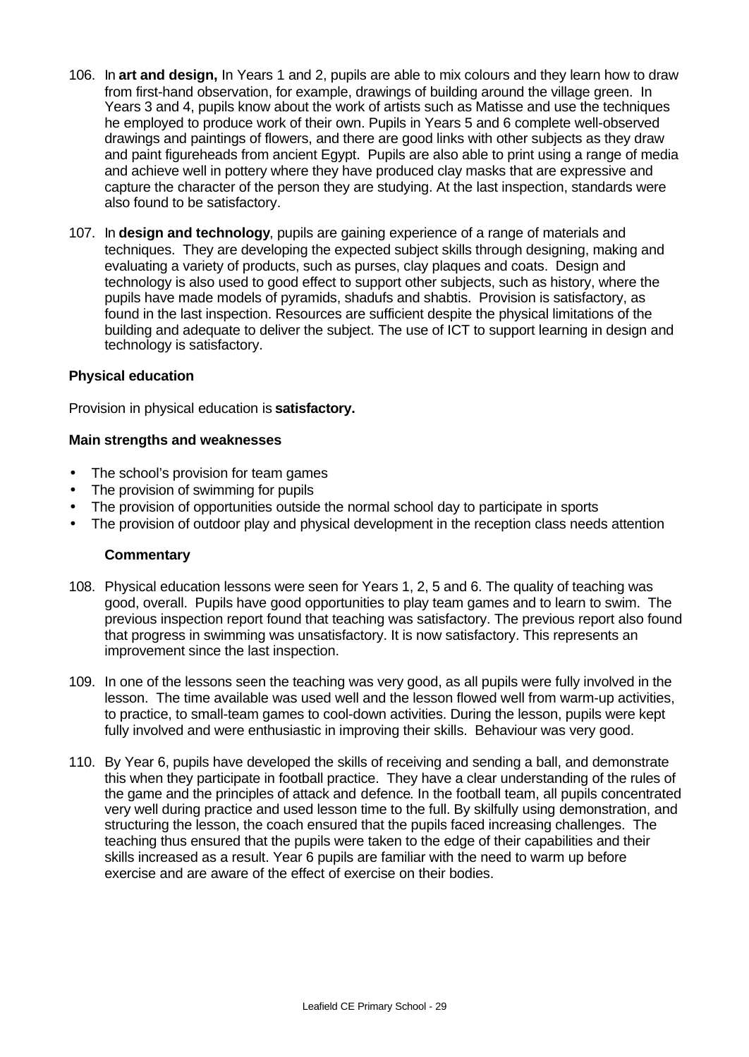106. In **art and design,** In Years 1 and 2, pupils are able to mix colours and they learn how to draw from first-hand observation, for example, drawings of building around the village green. In Years 3 and 4, pupils know about the work of artists such as Matisse and use the techniques he employed to produce work of their own. Pupils in Years 5 and 6 complete well-observed drawings and paintings of flowers, and there are good links with other subjects as they draw and paint figureheads from ancient Egypt. Pupils are also able to print using a range of media and achieve well in pottery where they have produced clay masks that are expressive and capture the character of the person they are studying. At the last inspection, standards were also found to be satisfactory.

107. In **design and technology**, pupils are gaining experience of a range of materials and techniques. They are developing the expected subject skills through designing, making and evaluating a variety of products, such as purses, clay plaques and coats. Design and technology is also used to good effect to support other subjects, such as history, where the pupils have made models of pyramids, shadufs and shabtis. Provision is satisfactory, as found in the last inspection. Resources are sufficient despite the physical limitations of the building and adequate to deliver the subject. The use of ICT to support learning in design and technology is satisfactory.

### Physical education

Provision in physical education is **satisfactory.**

#### Main strengths and weaknesses

- The school's provision for team games
- The provision of swimming for pupils
- The provision of opportunities outside the normal school day to participate in sports
- The provision of outdoor play and physical development in the reception class needs attention

#### Commentary

108. Physical education lessons were seen for Years 1, 2, 5 and 6. The quality of teaching was good, overall. Pupils have good opportunities to play team games and to learn to swim. The previous inspection report found that teaching was satisfactory. The previous report also found that progress in swimming was unsatisfactory. It is now satisfactory. This represents an improvement since the last inspection.

109. In one of the lessons seen the teaching was very good, as all pupils were fully involved in the lesson. The time available was used well and the lesson flowed well from warm-up activities, to practice, to small-team games to cool-down activities. During the lesson, pupils were kept fully involved and were enthusiastic in improving their skills. Behaviour was very good.

110. By Year 6, pupils have developed the skills of receiving and sending a ball, and demonstrate this when they participate in football practice. They have a clear understanding of the rules of the game and the principles of attack and defence. In the football team, all pupils concentrated very well during practice and used lesson time to the full. By skilfully using demonstration, and structuring the lesson, the coach ensured that the pupils faced increasing challenges. The teaching thus ensured that the pupils were taken to the edge of their capabilities and their skills increased as a result. Year 6 pupils are familiar with the need to warm up before exercise and are aware of the effect of exercise on their bodies.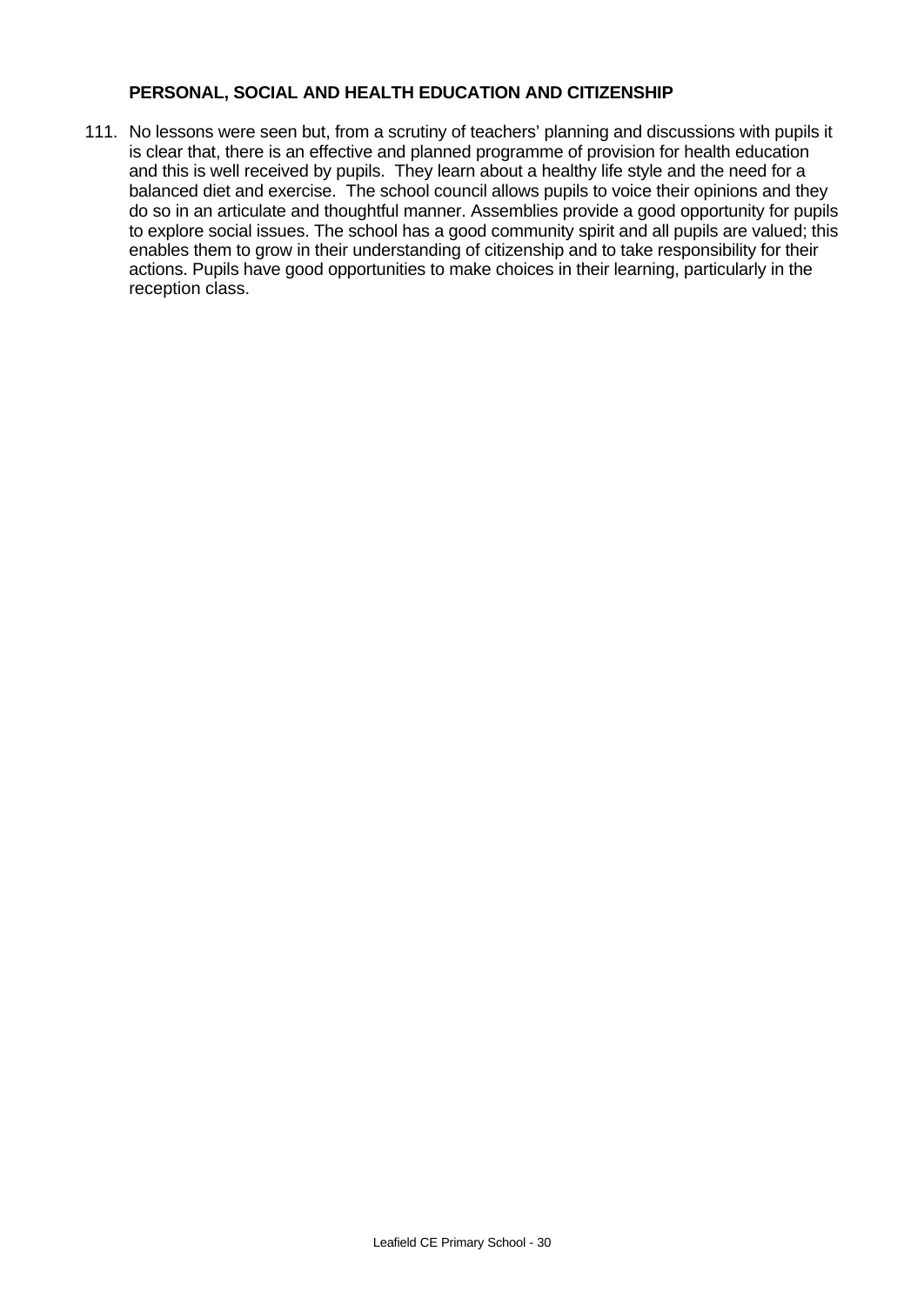**PERSONAL, SOCIAL AND HEALTH EDUCATION AND CITIZENSHIP**

111. No lessons were seen but, from a scrutiny of teachers' planning and discussions with pupils it is clear that, there is an effective and planned programme of provision for health education and this is well received by pupils. They learn about a healthy life style and the need for a balanced diet and exercise. The school council allows pupils to voice their opinions and they do so in an articulate and thoughtful manner. Assemblies provide a good opportunity for pupils to explore social issues. The school has a good community spirit and all pupils are valued; this enables them to grow in their understanding of citizenship and to take responsibility for their actions. Pupils have good opportunities to make choices in their learning, particularly in the reception class.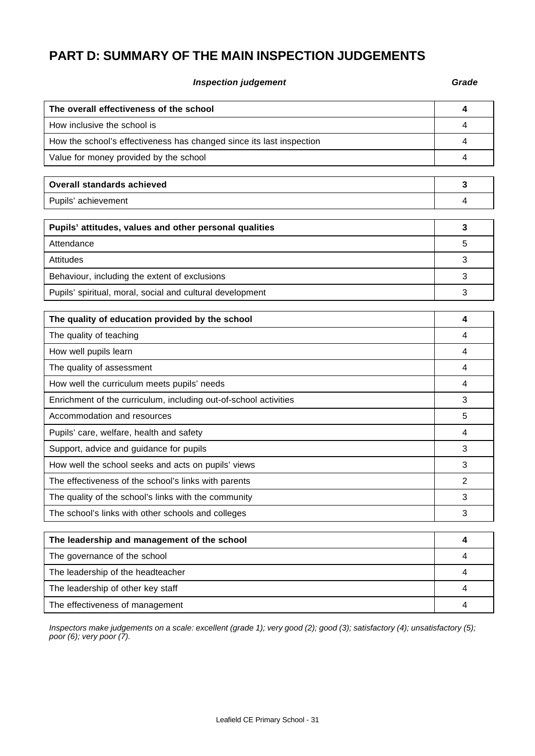# PART D: SUMMARY OF THE MAIN INSPECTION JUDGEMENTS

| ***Inspection judgement*** | ***Grade*** |
|---|---|
| **The overall effectiveness of the school** | **4** |
| How inclusive the school is | 4 |
| How the school's effectiveness has changed since its last inspection | 4 |
| Value for money provided by the school | 4 |
| **Overall standards achieved** | **3** |
| Pupils' achievement | 4 |
| **Pupils' attitudes, values and other personal qualities** | **3** |
| Attendance | 5 |
| Attitudes | 3 |
| Behaviour, including the extent of exclusions | 3 |
| Pupils' spiritual, moral, social and cultural development | 3 |
| **The quality of education provided by the school** | **4** |
| The quality of teaching | 4 |
| How well pupils learn | 4 |
| The quality of assessment | 4 |
| How well the curriculum meets pupils' needs | 4 |
| Enrichment of the curriculum, including out-of-school activities | 3 |
| Accommodation and resources | 5 |
| Pupils' care, welfare, health and safety | 4 |
| Support, advice and guidance for pupils | 3 |
| How well the school seeks and acts on pupils' views | 3 |
| The effectiveness of the school's links with parents | 2 |
| The quality of the school's links with the community | 3 |
| The school's links with other schools and colleges | 3 |
| **The leadership and management of the school** | **4** |
| The governance of the school | 4 |
| The leadership of the headteacher | 4 |
| The leadership of other key staff | 4 |
| The effectiveness of management | 4 |

*Inspectors make judgements on a scale: excellent (grade 1); very good (2); good (3); satisfactory (4); unsatisfactory (5); poor (6); very poor (7).*